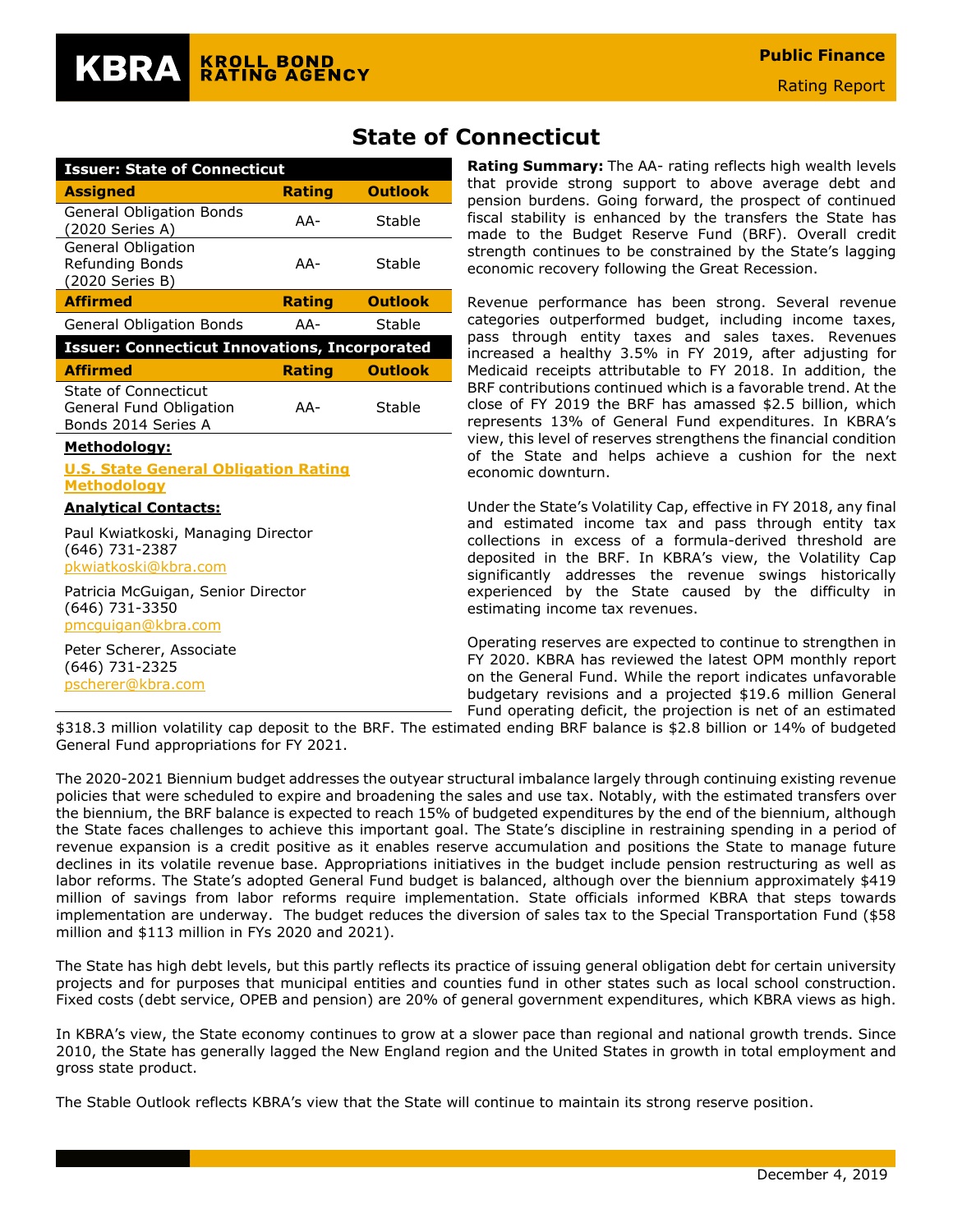KBRA KROLL BOND RATING AGENCY

Public Finance

Rating Report

# State of Connecticut

| Issuer: State of Connecticut | | |
|---|---|---|
| **Assigned** | **Rating** | **Outlook** |
| General Obligation Bonds (2020 Series A) | AA- | Stable |
| General Obligation Refunding Bonds (2020 Series B) | AA- | Stable |
| **Affirmed** | **Rating** | **Outlook** |
| General Obligation Bonds | AA- | Stable |
| **Issuer: Connecticut Innovations, Incorporated** | | |
| **Affirmed** | **Rating** | **Outlook** |
| State of Connecticut General Fund Obligation Bonds 2014 Series A | AA- | Stable |

**Methodology:**

U.S. State General Obligation Rating Methodology

**Analytical Contacts:**

Paul Kwiatkoski, Managing Director
(646) 731-2387
pkwiatkoski@kbra.com

Patricia McGuigan, Senior Director
(646) 731-3350
pmcguigan@kbra.com

Peter Scherer, Associate
(646) 731-2325
pscherer@kbra.com

**Rating Summary:** The AA- rating reflects high wealth levels that provide strong support to above average debt and pension burdens. Going forward, the prospect of continued fiscal stability is enhanced by the transfers the State has made to the Budget Reserve Fund (BRF). Overall credit strength continues to be constrained by the State's lagging economic recovery following the Great Recession.

Revenue performance has been strong. Several revenue categories outperformed budget, including income taxes, pass through entity taxes and sales taxes. Revenues increased a healthy 3.5% in FY 2019, after adjusting for Medicaid receipts attributable to FY 2018. In addition, the BRF contributions continued which is a favorable trend. At the close of FY 2019 the BRF has amassed $2.5 billion, which represents 13% of General Fund expenditures. In KBRA's view, this level of reserves strengthens the financial condition of the State and helps achieve a cushion for the next economic downturn.

Under the State's Volatility Cap, effective in FY 2018, any final and estimated income tax and pass through entity tax collections in excess of a formula-derived threshold are deposited in the BRF. In KBRA's view, the Volatility Cap significantly addresses the revenue swings historically experienced by the State caused by the difficulty in estimating income tax revenues.

Operating reserves are expected to continue to strengthen in FY 2020. KBRA has reviewed the latest OPM monthly report on the General Fund. While the report indicates unfavorable budgetary revisions and a projected $19.6 million General Fund operating deficit, the projection is net of an estimated $318.3 million volatility cap deposit to the BRF. The estimated ending BRF balance is $2.8 billion or 14% of budgeted General Fund appropriations for FY 2021.

The 2020-2021 Biennium budget addresses the outyear structural imbalance largely through continuing existing revenue policies that were scheduled to expire and broadening the sales and use tax. Notably, with the estimated transfers over the biennium, the BRF balance is expected to reach 15% of budgeted expenditures by the end of the biennium, although the State faces challenges to achieve this important goal. The State's discipline in restraining spending in a period of revenue expansion is a credit positive as it enables reserve accumulation and positions the State to manage future declines in its volatile revenue base. Appropriations initiatives in the budget include pension restructuring as well as labor reforms. The State's adopted General Fund budget is balanced, although over the biennium approximately $419 million of savings from labor reforms require implementation. State officials informed KBRA that steps towards implementation are underway. The budget reduces the diversion of sales tax to the Special Transportation Fund ($58 million and $113 million in FYs 2020 and 2021).

The State has high debt levels, but this partly reflects its practice of issuing general obligation debt for certain university projects and for purposes that municipal entities and counties fund in other states such as local school construction. Fixed costs (debt service, OPEB and pension) are 20% of general government expenditures, which KBRA views as high.

In KBRA's view, the State economy continues to grow at a slower pace than regional and national growth trends. Since 2010, the State has generally lagged the New England region and the United States in growth in total employment and gross state product.

The Stable Outlook reflects KBRA's view that the State will continue to maintain its strong reserve position.

December 4, 2019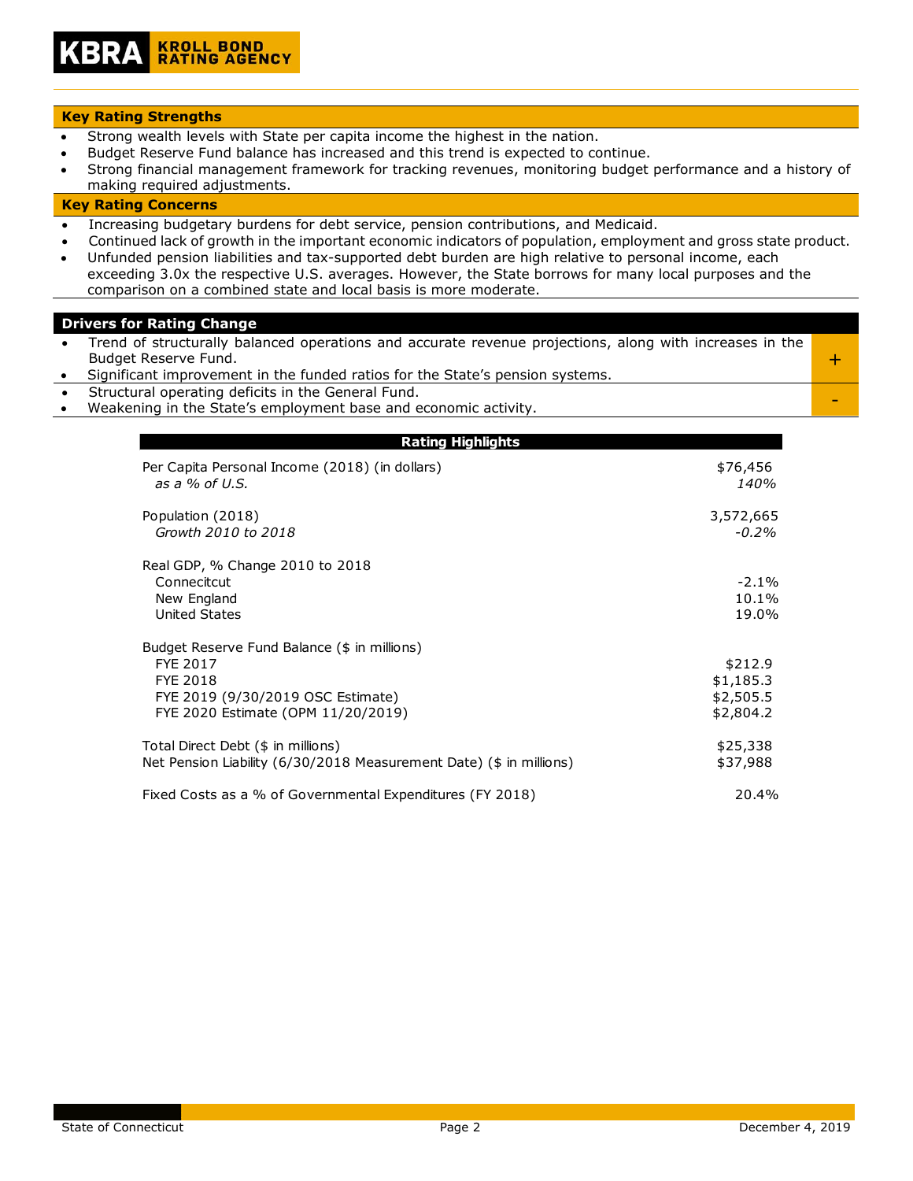## Key Rating Strengths

- Strong wealth levels with State per capita income the highest in the nation.
- Budget Reserve Fund balance has increased and this trend is expected to continue.
- Strong financial management framework for tracking revenues, monitoring budget performance and a history of making required adjustments.

## Key Rating Concerns

- Increasing budgetary burdens for debt service, pension contributions, and Medicaid.
- Continued lack of growth in the important economic indicators of population, employment and gross state product.
- Unfunded pension liabilities and tax-supported debt burden are high relative to personal income, each exceeding 3.0x the respective U.S. averages. However, the State borrows for many local purposes and the comparison on a combined state and local basis is more moderate.

## Drivers for Rating Change

| Drivers | |
|---|---|
| • Trend of structurally balanced operations and accurate revenue projections, along with increases in the Budget Reserve Fund.<br>• Significant improvement in the funded ratios for the State's pension systems. | + |
| • Structural operating deficits in the General Fund.<br>• Weakening in the State's employment base and economic activity. | - |

| Rating Highlights | |
|---|---|
| Per Capita Personal Income (2018) (in dollars) | $76,456 |
| *as a % of U.S.* | *140%* |
| Population (2018) | 3,572,665 |
| *Growth 2010 to 2018* | *-0.2%* |
| Real GDP, % Change 2010 to 2018 | |
| Connecitcut | -2.1% |
| New England | 10.1% |
| United States | 19.0% |
| Budget Reserve Fund Balance ($ in millions) | |
| FYE 2017 | $212.9 |
| FYE 2018 | $1,185.3 |
| FYE 2019 (9/30/2019 OSC Estimate) | $2,505.5 |
| FYE 2020 Estimate (OPM 11/20/2019) | $2,804.2 |
| Total Direct Debt ($ in millions) | $25,338 |
| Net Pension Liability (6/30/2018 Measurement Date) ($ in millions) | $37,988 |
| Fixed Costs as a % of Governmental Expenditures (FY 2018) | 20.4% |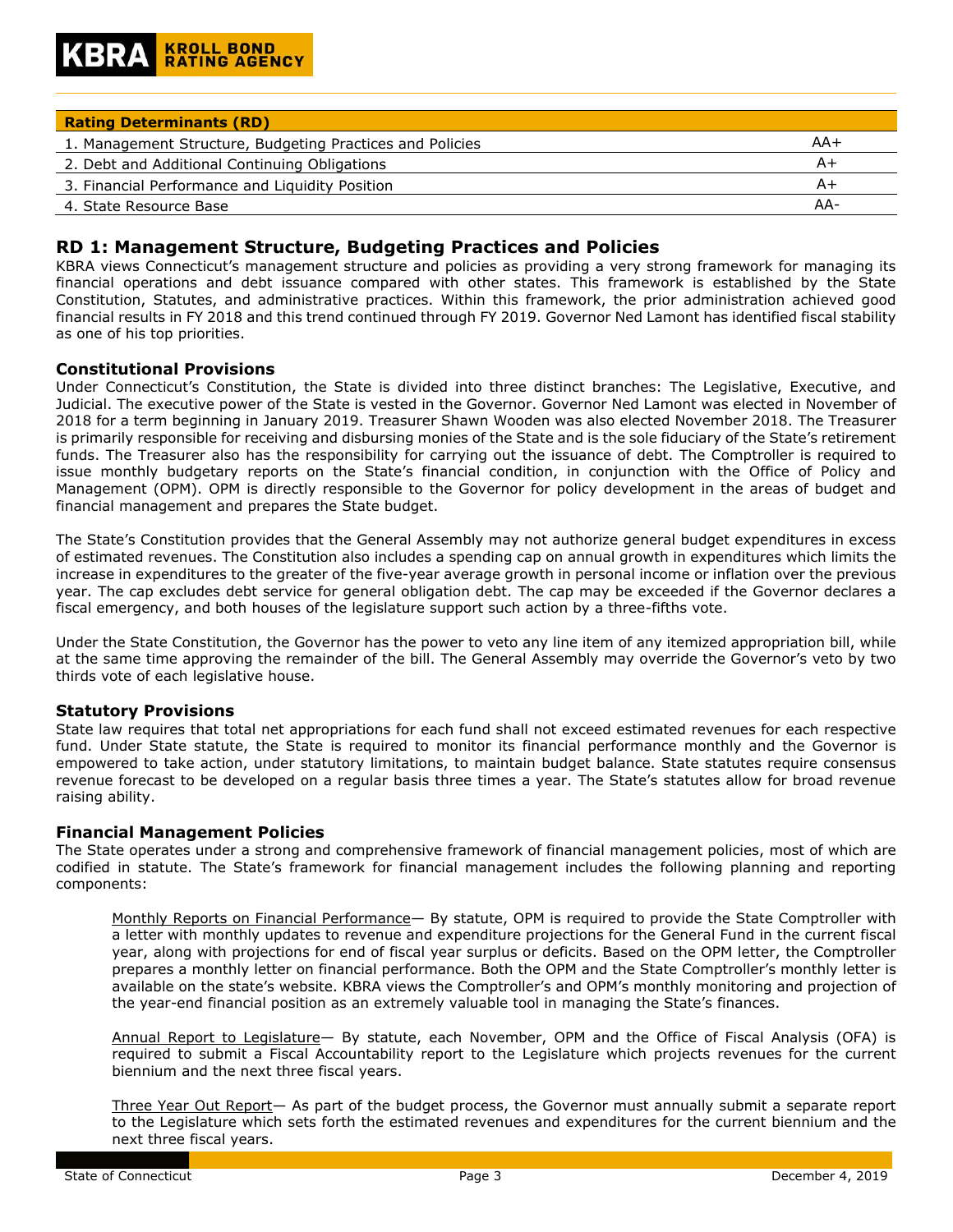| Rating Determinants (RD) | |
|---|---|
| 1. Management Structure, Budgeting Practices and Policies | AA+ |
| 2. Debt and Additional Continuing Obligations | A+ |
| 3. Financial Performance and Liquidity Position | A+ |
| 4. State Resource Base | AA- |

## RD 1: Management Structure, Budgeting Practices and Policies

KBRA views Connecticut's management structure and policies as providing a very strong framework for managing its financial operations and debt issuance compared with other states. This framework is established by the State Constitution, Statutes, and administrative practices. Within this framework, the prior administration achieved good financial results in FY 2018 and this trend continued through FY 2019. Governor Ned Lamont has identified fiscal stability as one of his top priorities.

### Constitutional Provisions

Under Connecticut's Constitution, the State is divided into three distinct branches: The Legislative, Executive, and Judicial. The executive power of the State is vested in the Governor. Governor Ned Lamont was elected in November of 2018 for a term beginning in January 2019. Treasurer Shawn Wooden was also elected November 2018. The Treasurer is primarily responsible for receiving and disbursing monies of the State and is the sole fiduciary of the State's retirement funds. The Treasurer also has the responsibility for carrying out the issuance of debt. The Comptroller is required to issue monthly budgetary reports on the State's financial condition, in conjunction with the Office of Policy and Management (OPM). OPM is directly responsible to the Governor for policy development in the areas of budget and financial management and prepares the State budget.

The State's Constitution provides that the General Assembly may not authorize general budget expenditures in excess of estimated revenues. The Constitution also includes a spending cap on annual growth in expenditures which limits the increase in expenditures to the greater of the five-year average growth in personal income or inflation over the previous year. The cap excludes debt service for general obligation debt. The cap may be exceeded if the Governor declares a fiscal emergency, and both houses of the legislature support such action by a three-fifths vote.

Under the State Constitution, the Governor has the power to veto any line item of any itemized appropriation bill, while at the same time approving the remainder of the bill. The General Assembly may override the Governor's veto by two thirds vote of each legislative house.

### Statutory Provisions

State law requires that total net appropriations for each fund shall not exceed estimated revenues for each respective fund. Under State statute, the State is required to monitor its financial performance monthly and the Governor is empowered to take action, under statutory limitations, to maintain budget balance. State statutes require consensus revenue forecast to be developed on a regular basis three times a year. The State's statutes allow for broad revenue raising ability.

### Financial Management Policies

The State operates under a strong and comprehensive framework of financial management policies, most of which are codified in statute. The State's framework for financial management includes the following planning and reporting components:

<u>Monthly Reports on Financial Performance</u>— By statute, OPM is required to provide the State Comptroller with a letter with monthly updates to revenue and expenditure projections for the General Fund in the current fiscal year, along with projections for end of fiscal year surplus or deficits. Based on the OPM letter, the Comptroller prepares a monthly letter on financial performance. Both the OPM and the State Comptroller's monthly letter is available on the state's website. KBRA views the Comptroller's and OPM's monthly monitoring and projection of the year-end financial position as an extremely valuable tool in managing the State's finances.

<u>Annual Report to Legislature</u>— By statute, each November, OPM and the Office of Fiscal Analysis (OFA) is required to submit a Fiscal Accountability report to the Legislature which projects revenues for the current biennium and the next three fiscal years.

<u>Three Year Out Report</u>— As part of the budget process, the Governor must annually submit a separate report to the Legislature which sets forth the estimated revenues and expenditures for the current biennium and the next three fiscal years.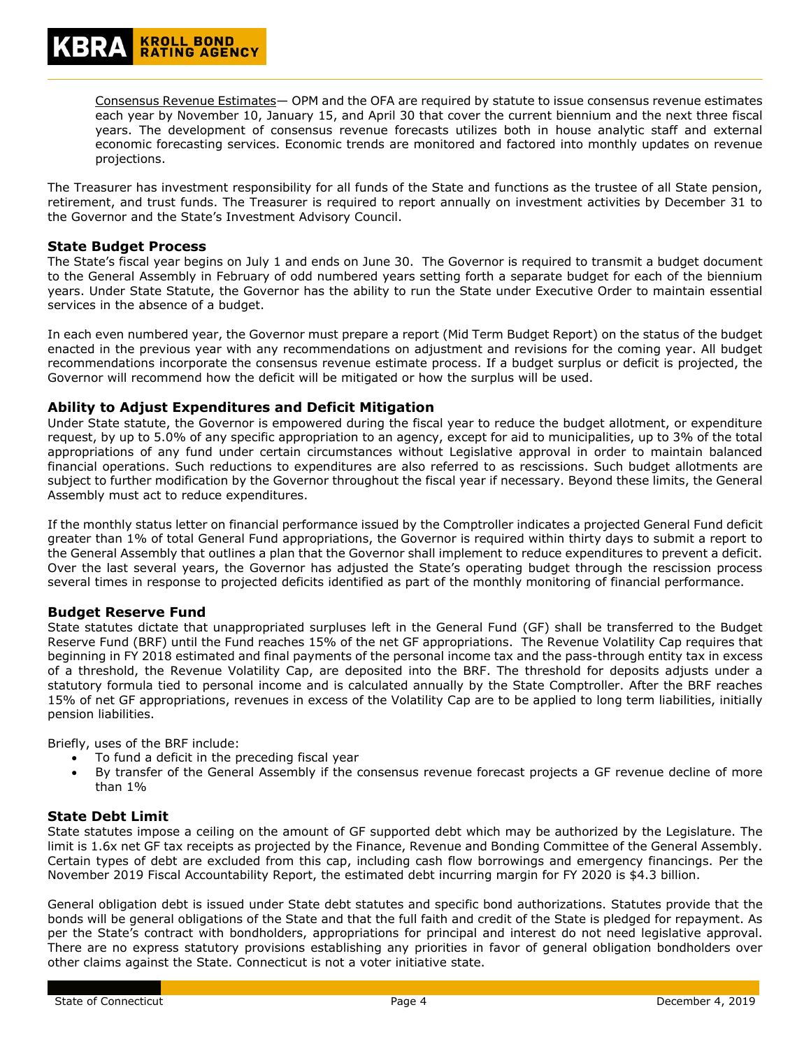Consensus Revenue Estimates— OPM and the OFA are required by statute to issue consensus revenue estimates each year by November 10, January 15, and April 30 that cover the current biennium and the next three fiscal years. The development of consensus revenue forecasts utilizes both in house analytic staff and external economic forecasting services. Economic trends are monitored and factored into monthly updates on revenue projections.

The Treasurer has investment responsibility for all funds of the State and functions as the trustee of all State pension, retirement, and trust funds. The Treasurer is required to report annually on investment activities by December 31 to the Governor and the State's Investment Advisory Council.

### State Budget Process

The State's fiscal year begins on July 1 and ends on June 30. The Governor is required to transmit a budget document to the General Assembly in February of odd numbered years setting forth a separate budget for each of the biennium years. Under State Statute, the Governor has the ability to run the State under Executive Order to maintain essential services in the absence of a budget.

In each even numbered year, the Governor must prepare a report (Mid Term Budget Report) on the status of the budget enacted in the previous year with any recommendations on adjustment and revisions for the coming year. All budget recommendations incorporate the consensus revenue estimate process. If a budget surplus or deficit is projected, the Governor will recommend how the deficit will be mitigated or how the surplus will be used.

### Ability to Adjust Expenditures and Deficit Mitigation

Under State statute, the Governor is empowered during the fiscal year to reduce the budget allotment, or expenditure request, by up to 5.0% of any specific appropriation to an agency, except for aid to municipalities, up to 3% of the total appropriations of any fund under certain circumstances without Legislative approval in order to maintain balanced financial operations. Such reductions to expenditures are also referred to as rescissions. Such budget allotments are subject to further modification by the Governor throughout the fiscal year if necessary. Beyond these limits, the General Assembly must act to reduce expenditures.

If the monthly status letter on financial performance issued by the Comptroller indicates a projected General Fund deficit greater than 1% of total General Fund appropriations, the Governor is required within thirty days to submit a report to the General Assembly that outlines a plan that the Governor shall implement to reduce expenditures to prevent a deficit. Over the last several years, the Governor has adjusted the State's operating budget through the rescission process several times in response to projected deficits identified as part of the monthly monitoring of financial performance.

### Budget Reserve Fund

State statutes dictate that unappropriated surpluses left in the General Fund (GF) shall be transferred to the Budget Reserve Fund (BRF) until the Fund reaches 15% of the net GF appropriations. The Revenue Volatility Cap requires that beginning in FY 2018 estimated and final payments of the personal income tax and the pass-through entity tax in excess of a threshold, the Revenue Volatility Cap, are deposited into the BRF. The threshold for deposits adjusts under a statutory formula tied to personal income and is calculated annually by the State Comptroller. After the BRF reaches 15% of net GF appropriations, revenues in excess of the Volatility Cap are to be applied to long term liabilities, initially pension liabilities.

Briefly, uses of the BRF include:

- To fund a deficit in the preceding fiscal year
- By transfer of the General Assembly if the consensus revenue forecast projects a GF revenue decline of more than 1%

### State Debt Limit

State statutes impose a ceiling on the amount of GF supported debt which may be authorized by the Legislature. The limit is 1.6x net GF tax receipts as projected by the Finance, Revenue and Bonding Committee of the General Assembly. Certain types of debt are excluded from this cap, including cash flow borrowings and emergency financings. Per the November 2019 Fiscal Accountability Report, the estimated debt incurring margin for FY 2020 is $4.3 billion.

General obligation debt is issued under State debt statutes and specific bond authorizations. Statutes provide that the bonds will be general obligations of the State and that the full faith and credit of the State is pledged for repayment. As per the State's contract with bondholders, appropriations for principal and interest do not need legislative approval. There are no express statutory provisions establishing any priorities in favor of general obligation bondholders over other claims against the State. Connecticut is not a voter initiative state.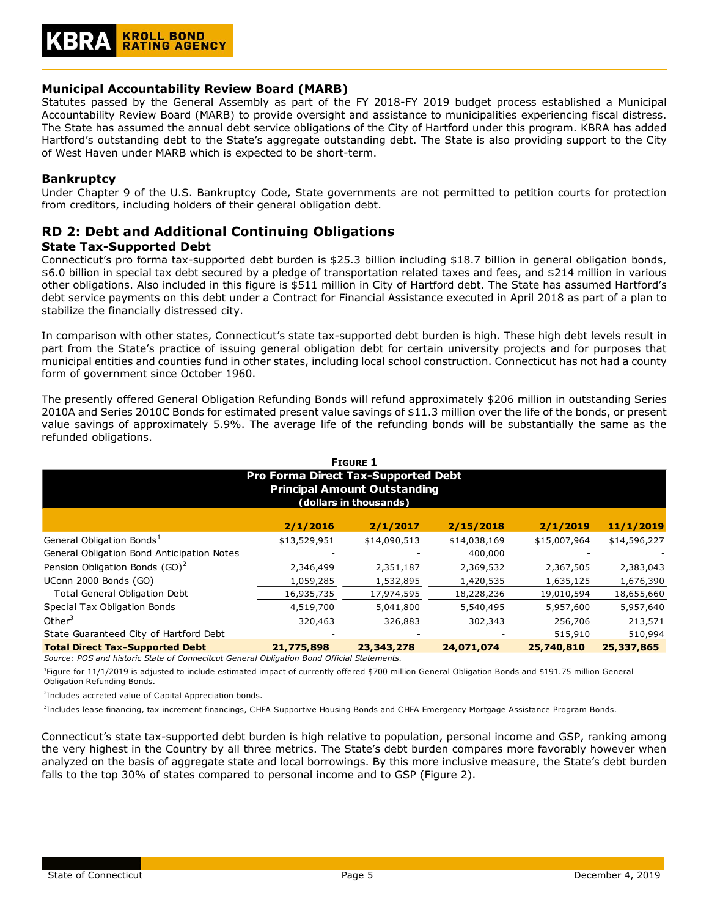### Municipal Accountability Review Board (MARB)

Statutes passed by the General Assembly as part of the FY 2018-FY 2019 budget process established a Municipal Accountability Review Board (MARB) to provide oversight and assistance to municipalities experiencing fiscal distress. The State has assumed the annual debt service obligations of the City of Hartford under this program. KBRA has added Hartford's outstanding debt to the State's aggregate outstanding debt. The State is also providing support to the City of West Haven under MARB which is expected to be short-term.

### Bankruptcy

Under Chapter 9 of the U.S. Bankruptcy Code, State governments are not permitted to petition courts for protection from creditors, including holders of their general obligation debt.

## RD 2: Debt and Additional Continuing Obligations

### State Tax-Supported Debt

Connecticut's pro forma tax-supported debt burden is $25.3 billion including $18.7 billion in general obligation bonds, $6.0 billion in special tax debt secured by a pledge of transportation related taxes and fees, and $214 million in various other obligations. Also included in this figure is $511 million in City of Hartford debt. The State has assumed Hartford's debt service payments on this debt under a Contract for Financial Assistance executed in April 2018 as part of a plan to stabilize the financially distressed city.

In comparison with other states, Connecticut's state tax-supported debt burden is high. These high debt levels result in part from the State's practice of issuing general obligation debt for certain university projects and for purposes that municipal entities and counties fund in other states, including local school construction. Connecticut has not had a county form of government since October 1960.

The presently offered General Obligation Refunding Bonds will refund approximately $206 million in outstanding Series 2010A and Series 2010C Bonds for estimated present value savings of $11.3 million over the life of the bonds, or present value savings of approximately 5.9%. The average life of the refunding bonds will be substantially the same as the refunded obligations.

**Figure 1**

**Pro Forma Direct Tax-Supported Debt**
**Principal Amount Outstanding**
**(dollars in thousands)**

| | 2/1/2016 | 2/1/2017 | 2/15/2018 | 2/1/2019 | 11/1/2019 |
|---|---|---|---|---|---|
| General Obligation Bonds[1] | $13,529,951 | $14,090,513 | $14,038,169 | $15,007,964 | $14,596,227 |
| General Obligation Bond Anticipation Notes | - | - | 400,000 | - | - |
| Pension Obligation Bonds (GO)[2] | 2,346,499 | 2,351,187 | 2,369,532 | 2,367,505 | 2,383,043 |
| UConn 2000 Bonds (GO) | 1,059,285 | 1,532,895 | 1,420,535 | 1,635,125 | 1,676,390 |
| Total General Obligation Debt | 16,935,735 | 17,974,595 | 18,228,236 | 19,010,594 | 18,655,660 |
| Special Tax Obligation Bonds | 4,519,700 | 5,041,800 | 5,540,495 | 5,957,600 | 5,957,640 |
| Other[3] | 320,463 | 326,883 | 302,343 | 256,706 | 213,571 |
| State Guaranteed City of Hartford Debt | - | - | - | 515,910 | 510,994 |
| **Total Direct Tax-Supported Debt** | **21,775,898** | **23,343,278** | **24,071,074** | **25,740,810** | **25,337,865** |

*Source: POS and historic State of Connecitcut General Obligation Bond Official Statements.*

[1]Figure for 11/1/2019 is adjusted to include estimated impact of currently offered $700 million General Obligation Bonds and $191.75 million General Obligation Refunding Bonds.

[2]Includes accreted value of Capital Appreciation bonds.

[3]Includes lease financing, tax increment financings, CHFA Supportive Housing Bonds and CHFA Emergency Mortgage Assistance Program Bonds.

Connecticut's state tax-supported debt burden is high relative to population, personal income and GSP, ranking among the very highest in the Country by all three metrics. The State's debt burden compares more favorably however when analyzed on the basis of aggregate state and local borrowings. By this more inclusive measure, the State's debt burden falls to the top 30% of states compared to personal income and to GSP (Figure 2).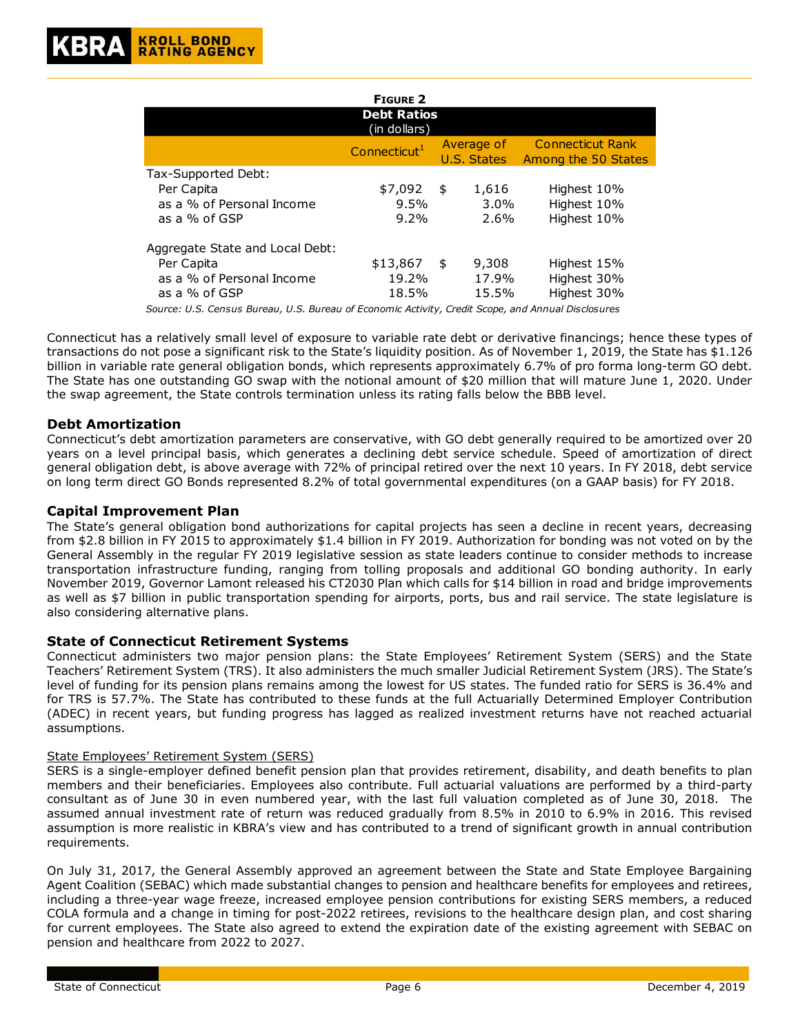**Figure 2**

| Debt Ratios (in dollars) | Connecticut[1] | Average of U.S. States | Connecticut Rank Among the 50 States |
|---|---|---|---|
| Tax-Supported Debt: | | | |
| Per Capita | $7,092 | $ 1,616 | Highest 10% |
| as a % of Personal Income | 9.5% | 3.0% | Highest 10% |
| as a % of GSP | 9.2% | 2.6% | Highest 10% |
| | | | |
| Aggregate State and Local Debt: | | | |
| Per Capita | $13,867 | $ 9,308 | Highest 15% |
| as a % of Personal Income | 19.2% | 17.9% | Highest 30% |
| as a % of GSP | 18.5% | 15.5% | Highest 30% |

*Source: U.S. Census Bureau, U.S. Bureau of Economic Activity, Credit Scope, and Annual Disclosures*

Connecticut has a relatively small level of exposure to variable rate debt or derivative financings; hence these types of transactions do not pose a significant risk to the State's liquidity position. As of November 1, 2019, the State has $1.126 billion in variable rate general obligation bonds, which represents approximately 6.7% of pro forma long-term GO debt. The State has one outstanding GO swap with the notional amount of $20 million that will mature June 1, 2020. Under the swap agreement, the State controls termination unless its rating falls below the BBB level.

## Debt Amortization

Connecticut's debt amortization parameters are conservative, with GO debt generally required to be amortized over 20 years on a level principal basis, which generates a declining debt service schedule. Speed of amortization of direct general obligation debt, is above average with 72% of principal retired over the next 10 years. In FY 2018, debt service on long term direct GO Bonds represented 8.2% of total governmental expenditures (on a GAAP basis) for FY 2018.

## Capital Improvement Plan

The State's general obligation bond authorizations for capital projects has seen a decline in recent years, decreasing from $2.8 billion in FY 2015 to approximately $1.4 billion in FY 2019. Authorization for bonding was not voted on by the General Assembly in the regular FY 2019 legislative session as state leaders continue to consider methods to increase transportation infrastructure funding, ranging from tolling proposals and additional GO bonding authority. In early November 2019, Governor Lamont released his CT2030 Plan which calls for $14 billion in road and bridge improvements as well as $7 billion in public transportation spending for airports, ports, bus and rail service. The state legislature is also considering alternative plans.

## State of Connecticut Retirement Systems

Connecticut administers two major pension plans: the State Employees' Retirement System (SERS) and the State Teachers' Retirement System (TRS). It also administers the much smaller Judicial Retirement System (JRS). The State's level of funding for its pension plans remains among the lowest for US states. The funded ratio for SERS is 36.4% and for TRS is 57.7%. The State has contributed to these funds at the full Actuarially Determined Employer Contribution (ADEC) in recent years, but funding progress has lagged as realized investment returns have not reached actuarial assumptions.

### State Employees' Retirement System (SERS)

SERS is a single-employer defined benefit pension plan that provides retirement, disability, and death benefits to plan members and their beneficiaries. Employees also contribute. Full actuarial valuations are performed by a third-party consultant as of June 30 in even numbered year, with the last full valuation completed as of June 30, 2018. The assumed annual investment rate of return was reduced gradually from 8.5% in 2010 to 6.9% in 2016. This revised assumption is more realistic in KBRA's view and has contributed to a trend of significant growth in annual contribution requirements.

On July 31, 2017, the General Assembly approved an agreement between the State and State Employee Bargaining Agent Coalition (SEBAC) which made substantial changes to pension and healthcare benefits for employees and retirees, including a three-year wage freeze, increased employee pension contributions for existing SERS members, a reduced COLA formula and a change in timing for post-2022 retirees, revisions to the healthcare design plan, and cost sharing for current employees. The State also agreed to extend the expiration date of the existing agreement with SEBAC on pension and healthcare from 2022 to 2027.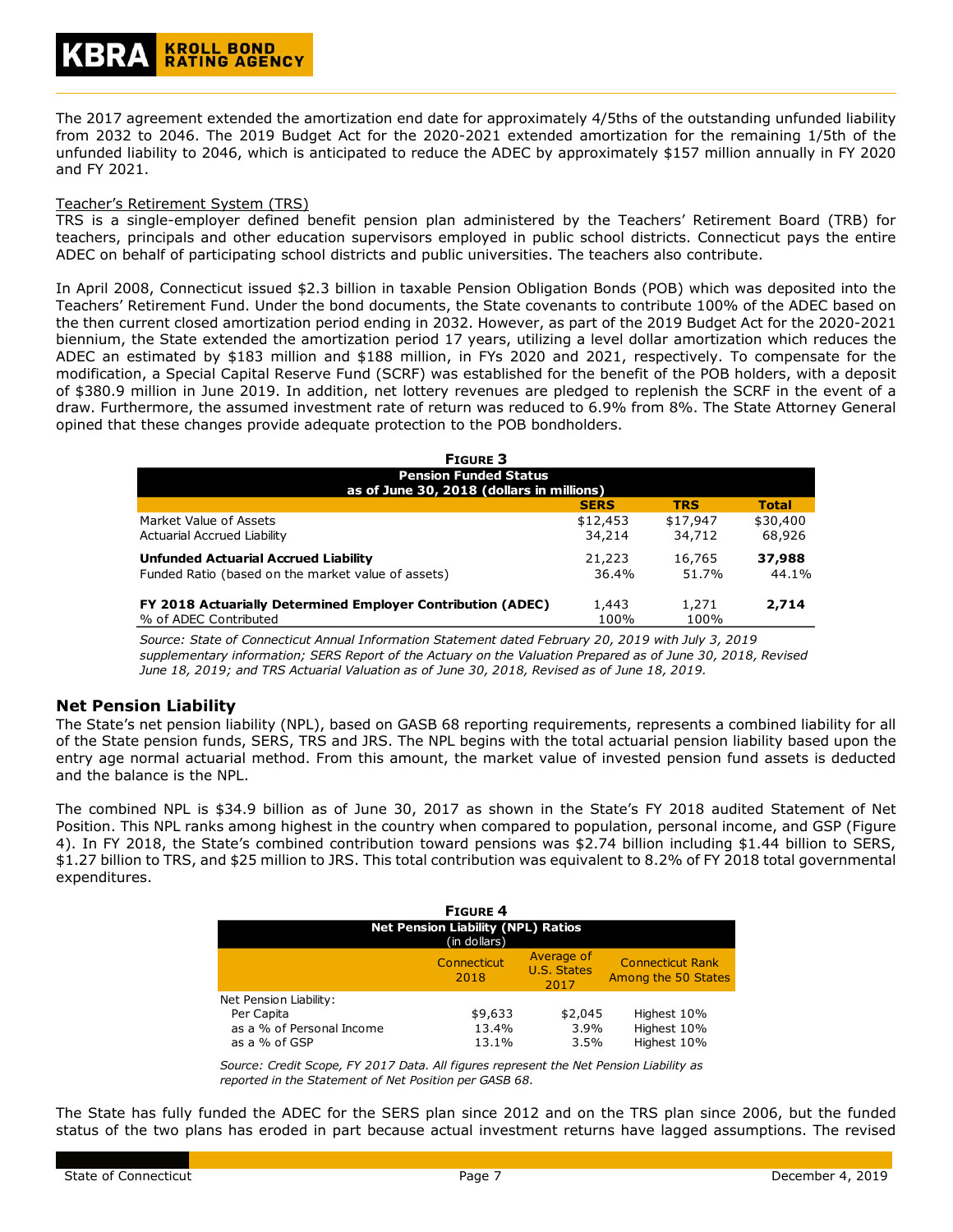The 2017 agreement extended the amortization end date for approximately 4/5ths of the outstanding unfunded liability from 2032 to 2046. The 2019 Budget Act for the 2020-2021 extended amortization for the remaining 1/5th of the unfunded liability to 2046, which is anticipated to reduce the ADEC by approximately $157 million annually in FY 2020 and FY 2021.

Teacher's Retirement System (TRS)

TRS is a single-employer defined benefit pension plan administered by the Teachers' Retirement Board (TRB) for teachers, principals and other education supervisors employed in public school districts. Connecticut pays the entire ADEC on behalf of participating school districts and public universities. The teachers also contribute.

In April 2008, Connecticut issued $2.3 billion in taxable Pension Obligation Bonds (POB) which was deposited into the Teachers' Retirement Fund. Under the bond documents, the State covenants to contribute 100% of the ADEC based on the then current closed amortization period ending in 2032. However, as part of the 2019 Budget Act for the 2020-2021 biennium, the State extended the amortization period 17 years, utilizing a level dollar amortization which reduces the ADEC an estimated by $183 million and $188 million, in FYs 2020 and 2021, respectively. To compensate for the modification, a Special Capital Reserve Fund (SCRF) was established for the benefit of the POB holders, with a deposit of $380.9 million in June 2019. In addition, net lottery revenues are pledged to replenish the SCRF in the event of a draw. Furthermore, the assumed investment rate of return was reduced to 6.9% from 8%. The State Attorney General opined that these changes provide adequate protection to the POB bondholders.

**Figure 3**

**Pension Funded Status as of June 30, 2018 (dollars in millions)**

| | SERS | TRS | Total |
|---|---|---|---|
| Market Value of Assets | $12,453 | $17,947 | $30,400 |
| Actuarial Accrued Liability | 34,214 | 34,712 | 68,926 |
| **Unfunded Actuarial Accrued Liability** | 21,223 | 16,765 | **37,988** |
| Funded Ratio (based on the market value of assets) | 36.4% | 51.7% | 44.1% |
| **FY 2018 Actuarially Determined Employer Contribution (ADEC)** | 1,443 | 1,271 | **2,714** |
| % of ADEC Contributed | 100% | 100% | |

*Source: State of Connecticut Annual Information Statement dated February 20, 2019 with July 3, 2019 supplementary information; SERS Report of the Actuary on the Valuation Prepared as of June 30, 2018, Revised June 18, 2019; and TRS Actuarial Valuation as of June 30, 2018, Revised as of June 18, 2019.*

## Net Pension Liability

The State's net pension liability (NPL), based on GASB 68 reporting requirements, represents a combined liability for all of the State pension funds, SERS, TRS and JRS. The NPL begins with the total actuarial pension liability based upon the entry age normal actuarial method. From this amount, the market value of invested pension fund assets is deducted and the balance is the NPL.

The combined NPL is $34.9 billion as of June 30, 2017 as shown in the State's FY 2018 audited Statement of Net Position. This NPL ranks among highest in the country when compared to population, personal income, and GSP (Figure 4). In FY 2018, the State's combined contribution toward pensions was $2.74 billion including $1.44 billion to SERS, $1.27 billion to TRS, and $25 million to JRS. This total contribution was equivalent to 8.2% of FY 2018 total governmental expenditures.

**Figure 4**

**Net Pension Liability (NPL) Ratios** (in dollars)

| | Connecticut 2018 | Average of U.S. States 2017 | Connecticut Rank Among the 50 States |
|---|---|---|---|
| Net Pension Liability: | | | |
| Per Capita | $9,633 | $2,045 | Highest 10% |
| as a % of Personal Income | 13.4% | 3.9% | Highest 10% |
| as a % of GSP | 13.1% | 3.5% | Highest 10% |

*Source: Credit Scope, FY 2017 Data. All figures represent the Net Pension Liability as reported in the Statement of Net Position per GASB 68.*

The State has fully funded the ADEC for the SERS plan since 2012 and on the TRS plan since 2006, but the funded status of the two plans has eroded in part because actual investment returns have lagged assumptions. The revised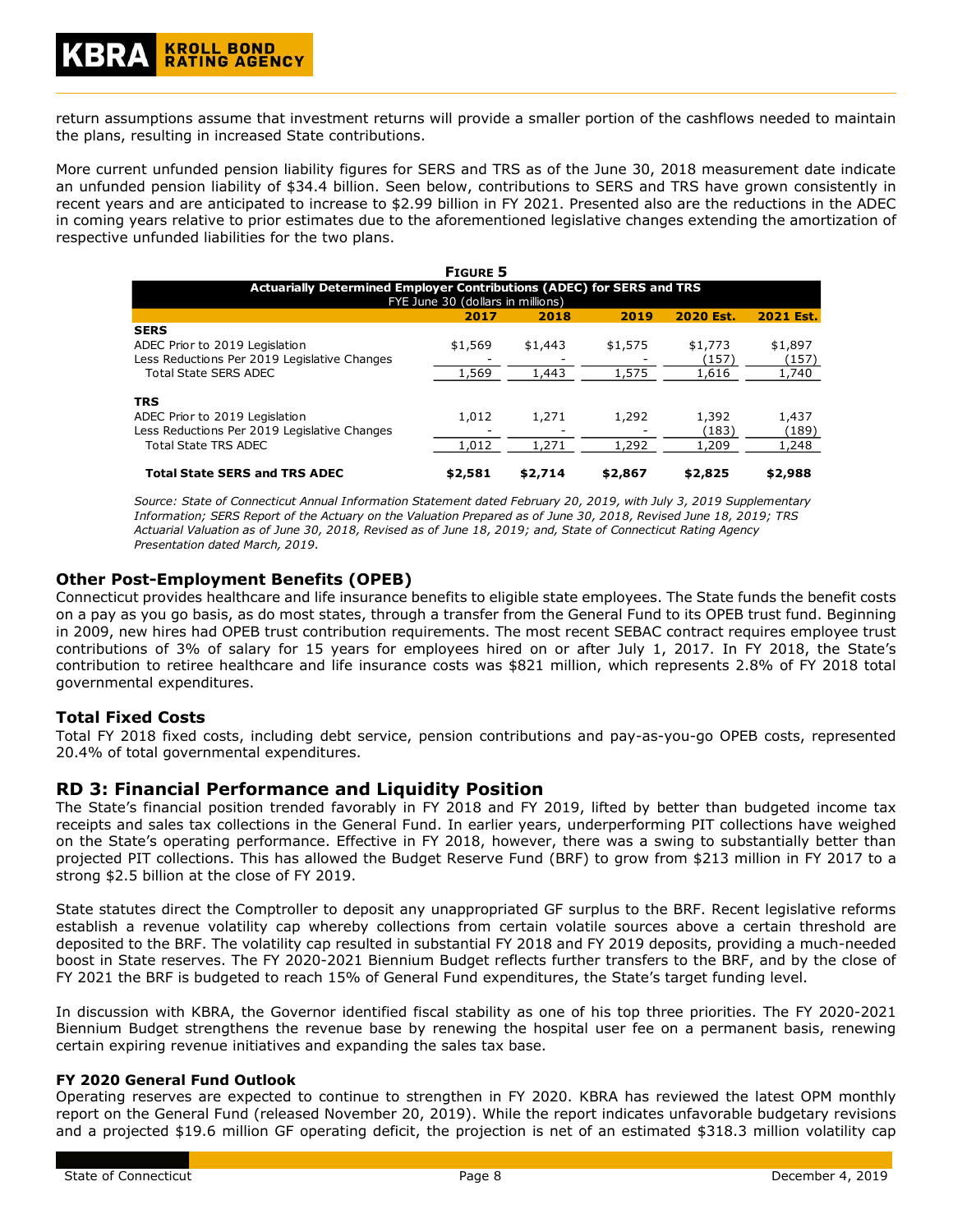return assumptions assume that investment returns will provide a smaller portion of the cashflows needed to maintain the plans, resulting in increased State contributions.

More current unfunded pension liability figures for SERS and TRS as of the June 30, 2018 measurement date indicate an unfunded pension liability of $34.4 billion. Seen below, contributions to SERS and TRS have grown consistently in recent years and are anticipated to increase to $2.99 billion in FY 2021. Presented also are the reductions in the ADEC in coming years relative to prior estimates due to the aforementioned legislative changes extending the amortization of respective unfunded liabilities for the two plans.

**Figure 5**

**Actuarially Determined Employer Contributions (ADEC) for SERS and TRS**
FYE June 30 (dollars in millions)

| | 2017 | 2018 | 2019 | 2020 Est. | 2021 Est. |
|---|---|---|---|---|---|
| **SERS** | | | | | |
| ADEC Prior to 2019 Legislation | $1,569 | $1,443 | $1,575 | $1,773 | $1,897 |
| Less Reductions Per 2019 Legislative Changes | - | - | - | (157) | (157) |
| Total State SERS ADEC | 1,569 | 1,443 | 1,575 | 1,616 | 1,740 |
| **TRS** | | | | | |
| ADEC Prior to 2019 Legislation | 1,012 | 1,271 | 1,292 | 1,392 | 1,437 |
| Less Reductions Per 2019 Legislative Changes | - | - | - | (183) | (189) |
| Total State TRS ADEC | 1,012 | 1,271 | 1,292 | 1,209 | 1,248 |
| **Total State SERS and TRS ADEC** | **$2,581** | **$2,714** | **$2,867** | **$2,825** | **$2,988** |

*Source: State of Connecticut Annual Information Statement dated February 20, 2019, with July 3, 2019 Supplementary Information; SERS Report of the Actuary on the Valuation Prepared as of June 30, 2018, Revised June 18, 2019; TRS Actuarial Valuation as of June 30, 2018, Revised as of June 18, 2019; and, State of Connecticut Rating Agency Presentation dated March, 2019.*

## Other Post-Employment Benefits (OPEB)

Connecticut provides healthcare and life insurance benefits to eligible state employees. The State funds the benefit costs on a pay as you go basis, as do most states, through a transfer from the General Fund to its OPEB trust fund. Beginning in 2009, new hires had OPEB trust contribution requirements. The most recent SEBAC contract requires employee trust contributions of 3% of salary for 15 years for employees hired on or after July 1, 2017. In FY 2018, the State's contribution to retiree healthcare and life insurance costs was $821 million, which represents 2.8% of FY 2018 total governmental expenditures.

## Total Fixed Costs

Total FY 2018 fixed costs, including debt service, pension contributions and pay-as-you-go OPEB costs, represented 20.4% of total governmental expenditures.

# RD 3: Financial Performance and Liquidity Position

The State's financial position trended favorably in FY 2018 and FY 2019, lifted by better than budgeted income tax receipts and sales tax collections in the General Fund. In earlier years, underperforming PIT collections have weighed on the State's operating performance. Effective in FY 2018, however, there was a swing to substantially better than projected PIT collections. This has allowed the Budget Reserve Fund (BRF) to grow from $213 million in FY 2017 to a strong $2.5 billion at the close of FY 2019.

State statutes direct the Comptroller to deposit any unappropriated GF surplus to the BRF. Recent legislative reforms establish a revenue volatility cap whereby collections from certain volatile sources above a certain threshold are deposited to the BRF. The volatility cap resulted in substantial FY 2018 and FY 2019 deposits, providing a much-needed boost in State reserves. The FY 2020-2021 Biennium Budget reflects further transfers to the BRF, and by the close of FY 2021 the BRF is budgeted to reach 15% of General Fund expenditures, the State's target funding level.

In discussion with KBRA, the Governor identified fiscal stability as one of his top three priorities. The FY 2020-2021 Biennium Budget strengthens the revenue base by renewing the hospital user fee on a permanent basis, renewing certain expiring revenue initiatives and expanding the sales tax base.

### FY 2020 General Fund Outlook

Operating reserves are expected to continue to strengthen in FY 2020. KBRA has reviewed the latest OPM monthly report on the General Fund (released November 20, 2019). While the report indicates unfavorable budgetary revisions and a projected $19.6 million GF operating deficit, the projection is net of an estimated $318.3 million volatility cap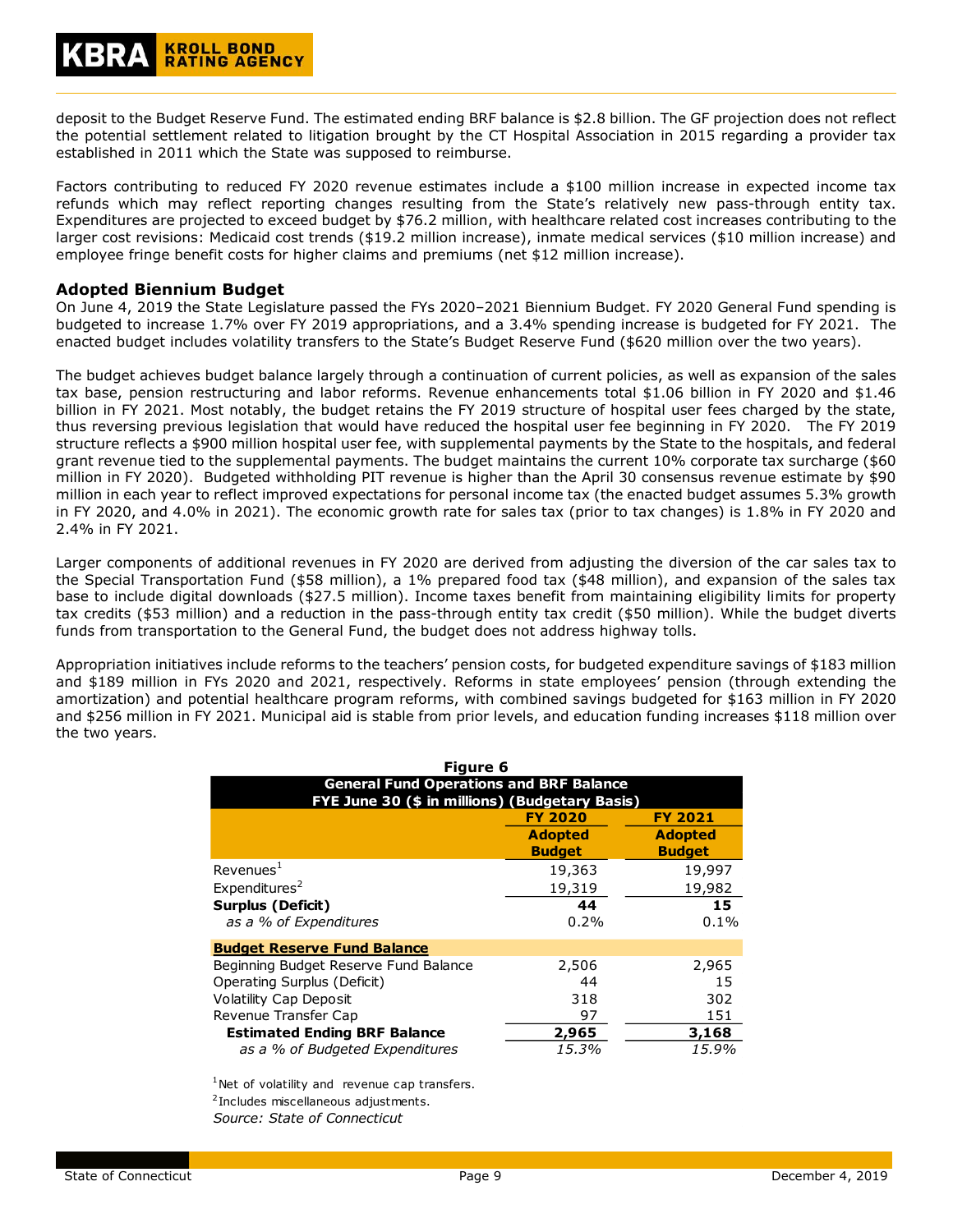deposit to the Budget Reserve Fund. The estimated ending BRF balance is $2.8 billion. The GF projection does not reflect the potential settlement related to litigation brought by the CT Hospital Association in 2015 regarding a provider tax established in 2011 which the State was supposed to reimburse.

Factors contributing to reduced FY 2020 revenue estimates include a $100 million increase in expected income tax refunds which may reflect reporting changes resulting from the State's relatively new pass-through entity tax. Expenditures are projected to exceed budget by $76.2 million, with healthcare related cost increases contributing to the larger cost revisions: Medicaid cost trends ($19.2 million increase), inmate medical services ($10 million increase) and employee fringe benefit costs for higher claims and premiums (net $12 million increase).

### Adopted Biennium Budget

On June 4, 2019 the State Legislature passed the FYs 2020–2021 Biennium Budget. FY 2020 General Fund spending is budgeted to increase 1.7% over FY 2019 appropriations, and a 3.4% spending increase is budgeted for FY 2021. The enacted budget includes volatility transfers to the State's Budget Reserve Fund ($620 million over the two years).

The budget achieves budget balance largely through a continuation of current policies, as well as expansion of the sales tax base, pension restructuring and labor reforms. Revenue enhancements total $1.06 billion in FY 2020 and $1.46 billion in FY 2021. Most notably, the budget retains the FY 2019 structure of hospital user fees charged by the state, thus reversing previous legislation that would have reduced the hospital user fee beginning in FY 2020. The FY 2019 structure reflects a $900 million hospital user fee, with supplemental payments by the State to the hospitals, and federal grant revenue tied to the supplemental payments. The budget maintains the current 10% corporate tax surcharge ($60 million in FY 2020). Budgeted withholding PIT revenue is higher than the April 30 consensus revenue estimate by $90 million in each year to reflect improved expectations for personal income tax (the enacted budget assumes 5.3% growth in FY 2020, and 4.0% in 2021). The economic growth rate for sales tax (prior to tax changes) is 1.8% in FY 2020 and 2.4% in FY 2021.

Larger components of additional revenues in FY 2020 are derived from adjusting the diversion of the car sales tax to the Special Transportation Fund ($58 million), a 1% prepared food tax ($48 million), and expansion of the sales tax base to include digital downloads ($27.5 million). Income taxes benefit from maintaining eligibility limits for property tax credits ($53 million) and a reduction in the pass-through entity tax credit ($50 million). While the budget diverts funds from transportation to the General Fund, the budget does not address highway tolls.

Appropriation initiatives include reforms to the teachers' pension costs, for budgeted expenditure savings of $183 million and $189 million in FYs 2020 and 2021, respectively. Reforms in state employees' pension (through extending the amortization) and potential healthcare program reforms, with combined savings budgeted for $163 million in FY 2020 and $256 million in FY 2021. Municipal aid is stable from prior levels, and education funding increases $118 million over the two years.

**Figure 6**

**General Fund Operations and BRF Balance**
**FYE June 30 ($ in millions) (Budgetary Basis)**

| | FY 2020 Adopted Budget | FY 2021 Adopted Budget |
|---|---|---|
| Revenues[1] | 19,363 | 19,997 |
| Expenditures[2] | 19,319 | 19,982 |
| **Surplus (Deficit)** | **44** | **15** |
| *as a % of Expenditures* | 0.2% | 0.1% |
| **Budget Reserve Fund Balance** | | |
| Beginning Budget Reserve Fund Balance | 2,506 | 2,965 |
| Operating Surplus (Deficit) | 44 | 15 |
| Volatility Cap Deposit | 318 | 302 |
| Revenue Transfer Cap | 97 | 151 |
| **Estimated Ending BRF Balance** | **2,965** | **3,168** |
| *as a % of Budgeted Expenditures* | *15.3%* | *15.9%* |

[1]Net of volatility and revenue cap transfers.
[2]Includes miscellaneous adjustments.
*Source: State of Connecticut*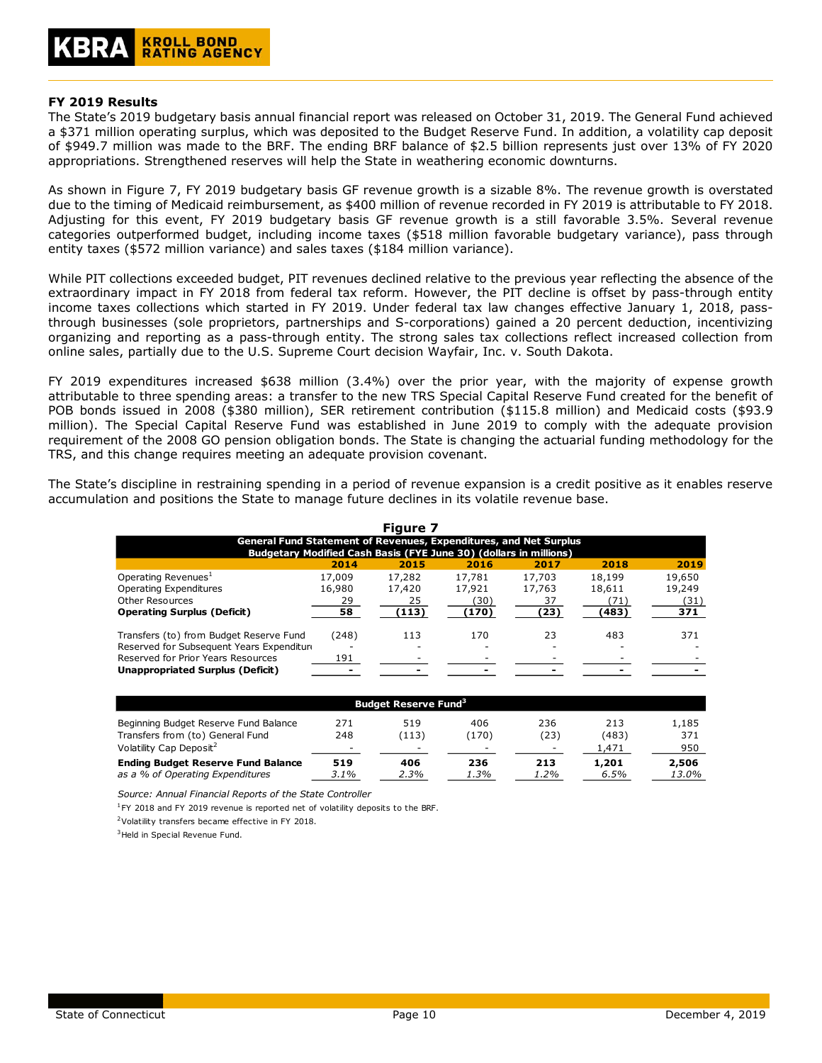### FY 2019 Results

The State's 2019 budgetary basis annual financial report was released on October 31, 2019. The General Fund achieved a $371 million operating surplus, which was deposited to the Budget Reserve Fund. In addition, a volatility cap deposit of $949.7 million was made to the BRF. The ending BRF balance of $2.5 billion represents just over 13% of FY 2020 appropriations. Strengthened reserves will help the State in weathering economic downturns.

As shown in Figure 7, FY 2019 budgetary basis GF revenue growth is a sizable 8%. The revenue growth is overstated due to the timing of Medicaid reimbursement, as $400 million of revenue recorded in FY 2019 is attributable to FY 2018. Adjusting for this event, FY 2019 budgetary basis GF revenue growth is a still favorable 3.5%. Several revenue categories outperformed budget, including income taxes ($518 million favorable budgetary variance), pass through entity taxes ($572 million variance) and sales taxes ($184 million variance).

While PIT collections exceeded budget, PIT revenues declined relative to the previous year reflecting the absence of the extraordinary impact in FY 2018 from federal tax reform. However, the PIT decline is offset by pass-through entity income taxes collections which started in FY 2019. Under federal tax law changes effective January 1, 2018, pass-through businesses (sole proprietors, partnerships and S-corporations) gained a 20 percent deduction, incentivizing organizing and reporting as a pass-through entity. The strong sales tax collections reflect increased collection from online sales, partially due to the U.S. Supreme Court decision Wayfair, Inc. v. South Dakota.

FY 2019 expenditures increased $638 million (3.4%) over the prior year, with the majority of expense growth attributable to three spending areas: a transfer to the new TRS Special Capital Reserve Fund created for the benefit of POB bonds issued in 2008 ($380 million), SER retirement contribution ($115.8 million) and Medicaid costs ($93.9 million). The Special Capital Reserve Fund was established in June 2019 to comply with the adequate provision requirement of the 2008 GO pension obligation bonds. The State is changing the actuarial funding methodology for the TRS, and this change requires meeting an adequate provision covenant.

The State's discipline in restraining spending in a period of revenue expansion is a credit positive as it enables reserve accumulation and positions the State to manage future declines in its volatile revenue base.

**Figure 7**

**General Fund Statement of Revenues, Expenditures, and Net Surplus**
**Budgetary Modified Cash Basis (FYE June 30) (dollars in millions)**

| | 2014 | 2015 | 2016 | 2017 | 2018 | 2019 |
|---|---|---|---|---|---|---|
| Operating Revenues[1] | 17,009 | 17,282 | 17,781 | 17,703 | 18,199 | 19,650 |
| Operating Expenditures | 16,980 | 17,420 | 17,921 | 17,763 | 18,611 | 19,249 |
| Other Resources | 29 | 25 | (30) | 37 | (71) | (31) |
| **Operating Surplus (Deficit)** | **58** | **(113)** | **(170)** | **(23)** | **(483)** | **371** |
| Transfers (to) from Budget Reserve Fund | (248) | 113 | 170 | 23 | 483 | 371 |
| Reserved for Subsequent Years Expenditure | - | - | - | - | - | - |
| Reserved for Prior Years Resources | 191 | - | - | - | - | - |
| **Unappropriated Surplus (Deficit)** | **-** | **-** | **-** | **-** | **-** | **-** |
| **Budget Reserve Fund[3]** | | | | | | |
| Beginning Budget Reserve Fund Balance | 271 | 519 | 406 | 236 | 213 | 1,185 |
| Transfers from (to) General Fund | 248 | (113) | (170) | (23) | (483) | 371 |
| Volatility Cap Deposit[2] | - | - | - | - | 1,471 | 950 |
| **Ending Budget Reserve Fund Balance** | **519** | **406** | **236** | **213** | **1,201** | **2,506** |
| *as a % of Operating Expenditures* | *3.1%* | *2.3%* | *1.3%* | *1.2%* | *6.5%* | *13.0%* |

*Source: Annual Financial Reports of the State Controller*

[1] FY 2018 and FY 2019 revenue is reported net of volatility deposits to the BRF.

[2] Volatility transfers became effective in FY 2018.

[3] Held in Special Revenue Fund.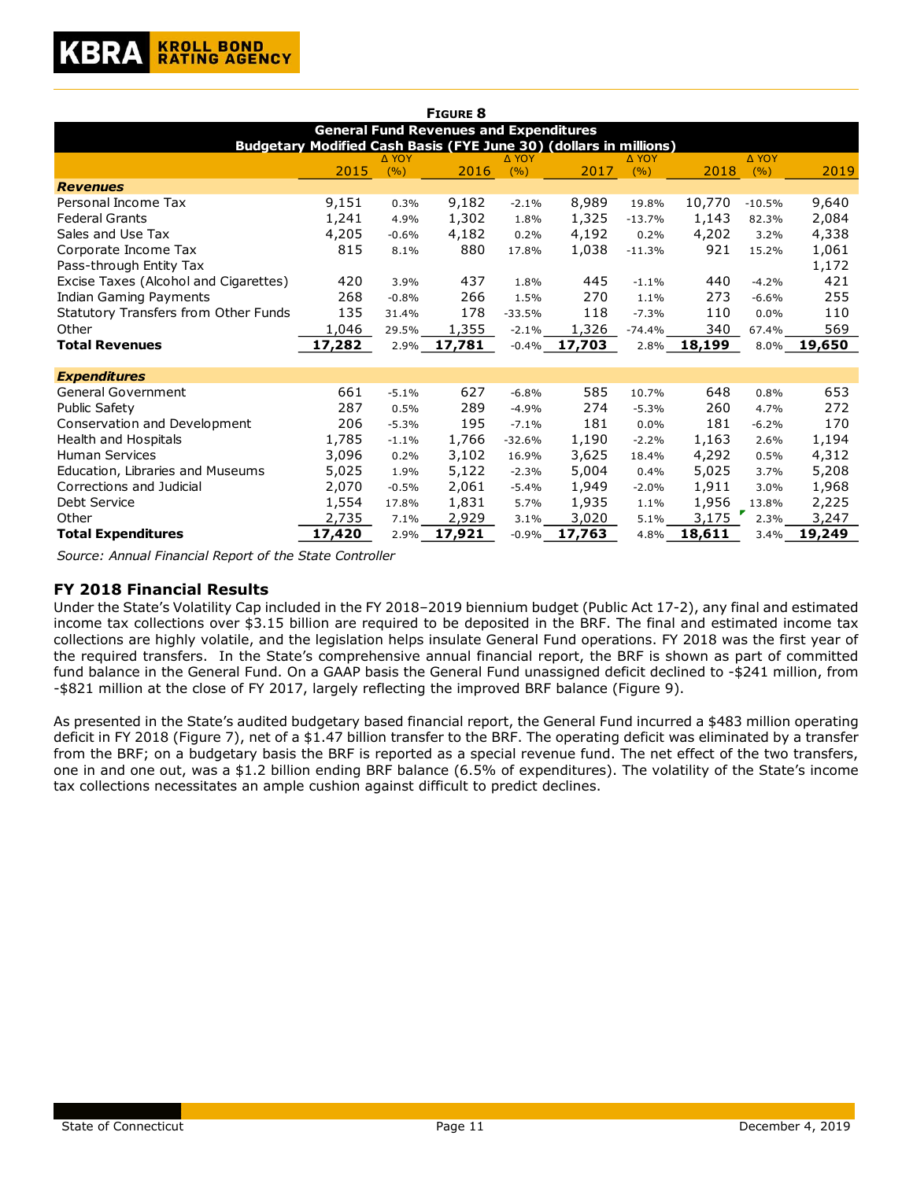**Figure 8**

**General Fund Revenues and Expenditures**
**Budgetary Modified Cash Basis (FYE June 30) (dollars in millions)**

| | 2015 | Δ YOY (%) | 2016 | Δ YOY (%) | 2017 | Δ YOY (%) | 2018 | Δ YOY (%) | 2019 |
|---|---|---|---|---|---|---|---|---|---|
| ***Revenues*** | | | | | | | | | |
| Personal Income Tax | 9,151 | 0.3% | 9,182 | -2.1% | 8,989 | 19.8% | 10,770 | -10.5% | 9,640 |
| Federal Grants | 1,241 | 4.9% | 1,302 | 1.8% | 1,325 | -13.7% | 1,143 | 82.3% | 2,084 |
| Sales and Use Tax | 4,205 | -0.6% | 4,182 | 0.2% | 4,192 | 0.2% | 4,202 | 3.2% | 4,338 |
| Corporate Income Tax | 815 | 8.1% | 880 | 17.8% | 1,038 | -11.3% | 921 | 15.2% | 1,061 |
| Pass-through Entity Tax | | | | | | | | | 1,172 |
| Excise Taxes (Alcohol and Cigarettes) | 420 | 3.9% | 437 | 1.8% | 445 | -1.1% | 440 | -4.2% | 421 |
| Indian Gaming Payments | 268 | -0.8% | 266 | 1.5% | 270 | 1.1% | 273 | -6.6% | 255 |
| Statutory Transfers from Other Funds | 135 | 31.4% | 178 | -33.5% | 118 | -7.3% | 110 | 0.0% | 110 |
| Other | 1,046 | 29.5% | 1,355 | -2.1% | 1,326 | -74.4% | 340 | 67.4% | 569 |
| **Total Revenues** | **17,282** | 2.9% | **17,781** | -0.4% | **17,703** | 2.8% | **18,199** | 8.0% | **19,650** |
| ***Expenditures*** | | | | | | | | | |
| General Government | 661 | -5.1% | 627 | -6.8% | 585 | 10.7% | 648 | 0.8% | 653 |
| Public Safety | 287 | 0.5% | 289 | -4.9% | 274 | -5.3% | 260 | 4.7% | 272 |
| Conservation and Development | 206 | -5.3% | 195 | -7.1% | 181 | 0.0% | 181 | -6.2% | 170 |
| Health and Hospitals | 1,785 | -1.1% | 1,766 | -32.6% | 1,190 | -2.2% | 1,163 | 2.6% | 1,194 |
| Human Services | 3,096 | 0.2% | 3,102 | 16.9% | 3,625 | 18.4% | 4,292 | 0.5% | 4,312 |
| Education, Libraries and Museums | 5,025 | 1.9% | 5,122 | -2.3% | 5,004 | 0.4% | 5,025 | 3.7% | 5,208 |
| Corrections and Judicial | 2,070 | -0.5% | 2,061 | -5.4% | 1,949 | -2.0% | 1,911 | 3.0% | 1,968 |
| Debt Service | 1,554 | 17.8% | 1,831 | 5.7% | 1,935 | 1.1% | 1,956 | 13.8% | 2,225 |
| Other | 2,735 | 7.1% | 2,929 | 3.1% | 3,020 | 5.1% | 3,175 | 2.3% | 3,247 |
| **Total Expenditures** | **17,420** | 2.9% | **17,921** | -0.9% | **17,763** | 4.8% | **18,611** | 3.4% | **19,249** |

*Source: Annual Financial Report of the State Controller*

## FY 2018 Financial Results

Under the State's Volatility Cap included in the FY 2018–2019 biennium budget (Public Act 17-2), any final and estimated income tax collections over $3.15 billion are required to be deposited in the BRF. The final and estimated income tax collections are highly volatile, and the legislation helps insulate General Fund operations. FY 2018 was the first year of the required transfers. In the State's comprehensive annual financial report, the BRF is shown as part of committed fund balance in the General Fund. On a GAAP basis the General Fund unassigned deficit declined to -$241 million, from -$821 million at the close of FY 2017, largely reflecting the improved BRF balance (Figure 9).

As presented in the State's audited budgetary based financial report, the General Fund incurred a $483 million operating deficit in FY 2018 (Figure 7), net of a $1.47 billion transfer to the BRF. The operating deficit was eliminated by a transfer from the BRF; on a budgetary basis the BRF is reported as a special revenue fund. The net effect of the two transfers, one in and one out, was a $1.2 billion ending BRF balance (6.5% of expenditures). The volatility of the State's income tax collections necessitates an ample cushion against difficult to predict declines.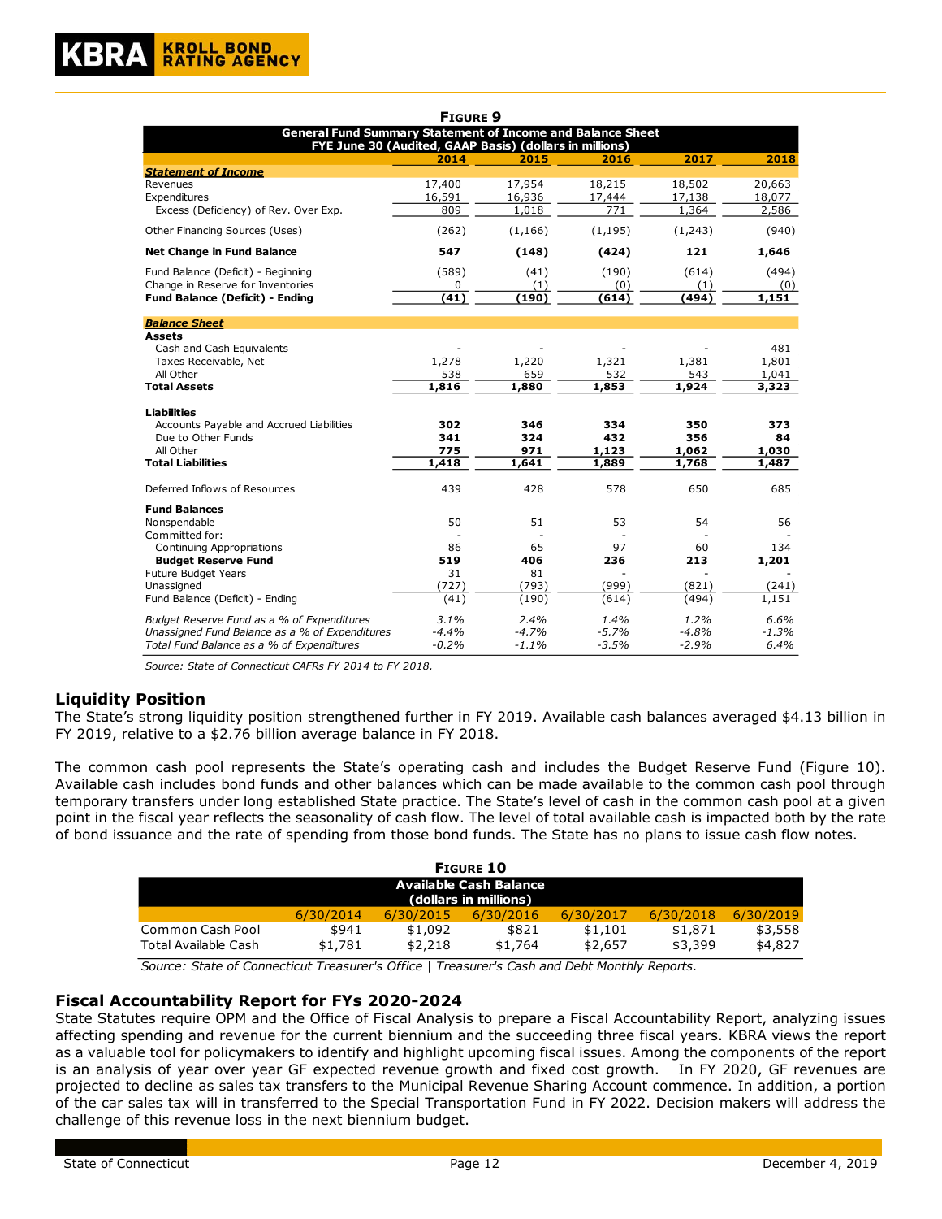**Figure 9**

| General Fund Summary Statement of Income and Balance Sheet FYE June 30 (Audited, GAAP Basis) (dollars in millions) | 2014 | 2015 | 2016 | 2017 | 2018 |
|---|---|---|---|---|---|
| ***Statement of Income*** | | | | | |
| Revenues | 17,400 | 17,954 | 18,215 | 18,502 | 20,663 |
| Expenditures | 16,591 | 16,936 | 17,444 | 17,138 | 18,077 |
| Excess (Deficiency) of Rev. Over Exp. | 809 | 1,018 | 771 | 1,364 | 2,586 |
| Other Financing Sources (Uses) | (262) | (1,166) | (1,195) | (1,243) | (940) |
| **Net Change in Fund Balance** | **547** | **(148)** | **(424)** | **121** | **1,646** |
| Fund Balance (Deficit) - Beginning | (589) | (41) | (190) | (614) | (494) |
| Change in Reserve for Inventories | 0 | (1) | (0) | (1) | (0) |
| **Fund Balance (Deficit) - Ending** | **(41)** | **(190)** | **(614)** | **(494)** | **1,151** |
| ***Balance Sheet*** | | | | | |
| **Assets** | | | | | |
| Cash and Cash Equivalents | - | - | - | - | 481 |
| Taxes Receivable, Net | 1,278 | 1,220 | 1,321 | 1,381 | 1,801 |
| All Other | 538 | 659 | 532 | 543 | 1,041 |
| **Total Assets** | **1,816** | **1,880** | **1,853** | **1,924** | **3,323** |
| **Liabilities** | | | | | |
| Accounts Payable and Accrued Liabilities | **302** | **346** | **334** | **350** | **373** |
| Due to Other Funds | **341** | **324** | **432** | **356** | **84** |
| All Other | **775** | **971** | **1,123** | **1,062** | **1,030** |
| **Total Liabilities** | **1,418** | **1,641** | **1,889** | **1,768** | **1,487** |
| Deferred Inflows of Resources | 439 | 428 | 578 | 650 | 685 |
| **Fund Balances** | | | | | |
| Nonspendable | 50 | 51 | 53 | 54 | 56 |
| Committed for: | - | - | - | - | - |
| Continuing Appropriations | 86 | 65 | 97 | 60 | 134 |
| **Budget Reserve Fund** | **519** | **406** | **236** | **213** | **1,201** |
| Future Budget Years | 31 | 81 | - | - | - |
| Unassigned | (727) | (793) | (999) | (821) | (241) |
| Fund Balance (Deficit) - Ending | (41) | (190) | (614) | (494) | 1,151 |
| *Budget Reserve Fund as a % of Expenditures* | *3.1%* | *2.4%* | *1.4%* | *1.2%* | *6.6%* |
| *Unassigned Fund Balance as a % of Expenditures* | *-4.4%* | *-4.7%* | *-5.7%* | *-4.8%* | *-1.3%* |
| *Total Fund Balance as a % of Expenditures* | *-0.2%* | *-1.1%* | *-3.5%* | *-2.9%* | *6.4%* |

*Source: State of Connecticut CAFRs FY 2014 to FY 2018.*

## Liquidity Position

The State's strong liquidity position strengthened further in FY 2019. Available cash balances averaged $4.13 billion in FY 2019, relative to a $2.76 billion average balance in FY 2018.

The common cash pool represents the State's operating cash and includes the Budget Reserve Fund (Figure 10). Available cash includes bond funds and other balances which can be made available to the common cash pool through temporary transfers under long established State practice. The State's level of cash in the common cash pool at a given point in the fiscal year reflects the seasonality of cash flow. The level of total available cash is impacted both by the rate of bond issuance and the rate of spending from those bond funds. The State has no plans to issue cash flow notes.

**Figure 10**

| Available Cash Balance (dollars in millions) | 6/30/2014 | 6/30/2015 | 6/30/2016 | 6/30/2017 | 6/30/2018 | 6/30/2019 |
|---|---|---|---|---|---|---|
| Common Cash Pool | $941 | $1,092 | $821 | $1,101 | $1,871 | $3,558 |
| Total Available Cash | $1,781 | $2,218 | $1,764 | $2,657 | $3,399 | $4,827 |

*Source: State of Connecticut Treasurer's Office | Treasurer's Cash and Debt Monthly Reports.*

## Fiscal Accountability Report for FYs 2020-2024

State Statutes require OPM and the Office of Fiscal Analysis to prepare a Fiscal Accountability Report, analyzing issues affecting spending and revenue for the current biennium and the succeeding three fiscal years. KBRA views the report as a valuable tool for policymakers to identify and highlight upcoming fiscal issues. Among the components of the report is an analysis of year over year GF expected revenue growth and fixed cost growth. In FY 2020, GF revenues are projected to decline as sales tax transfers to the Municipal Revenue Sharing Account commence. In addition, a portion of the car sales tax will in transferred to the Special Transportation Fund in FY 2022. Decision makers will address the challenge of this revenue loss in the next biennium budget.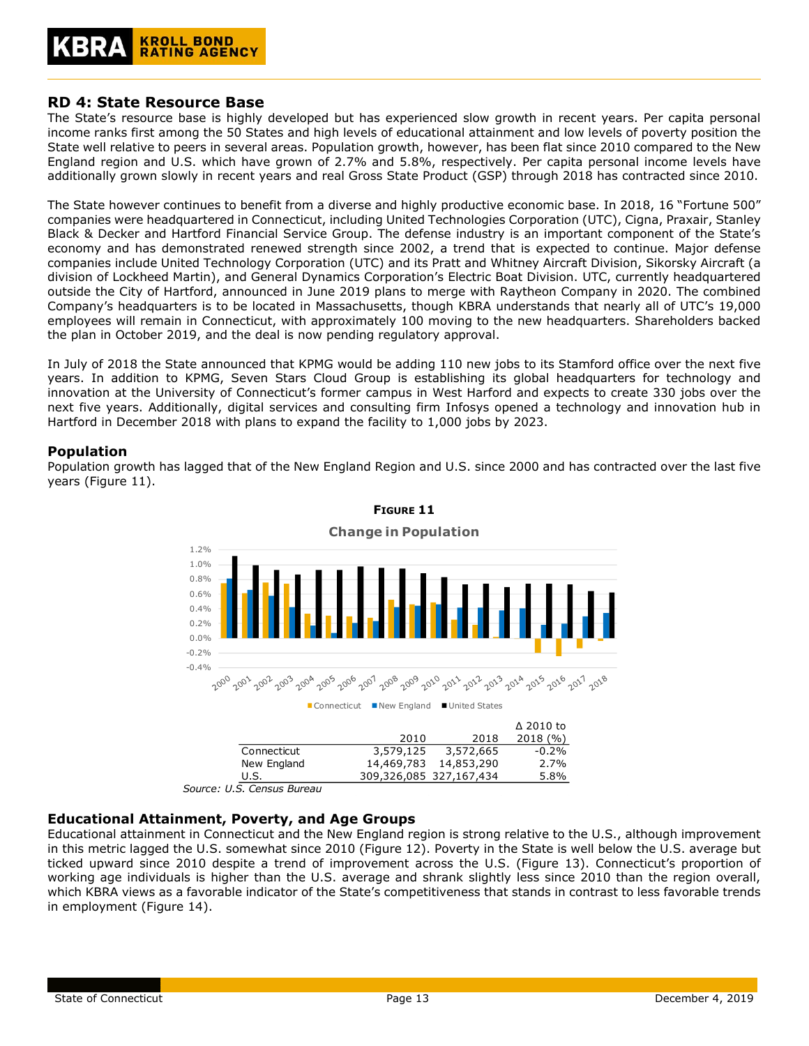## RD 4: State Resource Base

The State's resource base is highly developed but has experienced slow growth in recent years. Per capita personal income ranks first among the 50 States and high levels of educational attainment and low levels of poverty position the State well relative to peers in several areas. Population growth, however, has been flat since 2010 compared to the New England region and U.S. which have grown of 2.7% and 5.8%, respectively. Per capita personal income levels have additionally grown slowly in recent years and real Gross State Product (GSP) through 2018 has contracted since 2010.

The State however continues to benefit from a diverse and highly productive economic base. In 2018, 16 "Fortune 500" companies were headquartered in Connecticut, including United Technologies Corporation (UTC), Cigna, Praxair, Stanley Black & Decker and Hartford Financial Service Group. The defense industry is an important component of the State's economy and has demonstrated renewed strength since 2002, a trend that is expected to continue. Major defense companies include United Technology Corporation (UTC) and its Pratt and Whitney Aircraft Division, Sikorsky Aircraft (a division of Lockheed Martin), and General Dynamics Corporation's Electric Boat Division. UTC, currently headquartered outside the City of Hartford, announced in June 2019 plans to merge with Raytheon Company in 2020. The combined Company's headquarters is to be located in Massachusetts, though KBRA understands that nearly all of UTC's 19,000 employees will remain in Connecticut, with approximately 100 moving to the new headquarters. Shareholders backed the plan in October 2019, and the deal is now pending regulatory approval.

In July of 2018 the State announced that KPMG would be adding 110 new jobs to its Stamford office over the next five years. In addition to KPMG, Seven Stars Cloud Group is establishing its global headquarters for technology and innovation at the University of Connecticut's former campus in West Harford and expects to create 330 jobs over the next five years. Additionally, digital services and consulting firm Infosys opened a technology and innovation hub in Hartford in December 2018 with plans to expand the facility to 1,000 jobs by 2023.

### Population

Population growth has lagged that of the New England Region and U.S. since 2000 and has contracted over the last five years (Figure 11).

**FIGURE 11**

**Change in Population**

1.2%
1.0%
0.8%
0.6%
0.4%
0.2%
0.0%
-0.2%
-0.4%

2000 2001 2002 2003 2004 2005 2006 2007 2008 2009 2010 2011 2012 2013 2014 2015 2016 2017 2018

Connecticut ■ New England ■ United States

| | 2010 | 2018 | Δ 2010 to 2018 (%) |
|---|---|---|---|
| Connecticut | 3,579,125 | 3,572,665 | -0.2% |
| New England | 14,469,783 | 14,853,290 | 2.7% |
| U.S. | 309,326,085 | 327,167,434 | 5.8% |

*Source: U.S. Census Bureau*

### Educational Attainment, Poverty, and Age Groups

Educational attainment in Connecticut and the New England region is strong relative to the U.S., although improvement in this metric lagged the U.S. somewhat since 2010 (Figure 12). Poverty in the State is well below the U.S. average but ticked upward since 2010 despite a trend of improvement across the U.S. (Figure 13). Connecticut's proportion of working age individuals is higher than the U.S. average and shrank slightly less since 2010 than the region overall, which KBRA views as a favorable indicator of the State's competitiveness that stands in contrast to less favorable trends in employment (Figure 14).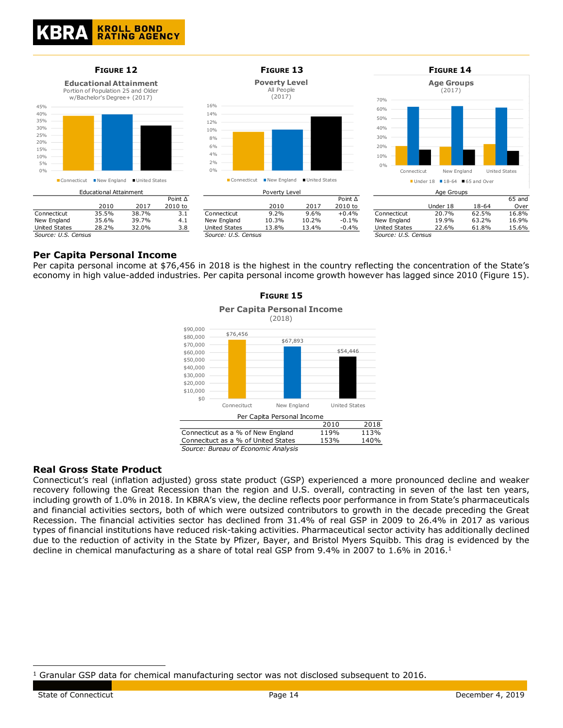**FIGURE 12**

**Educational Attainment**
Portion of Population 25 and Older w/Bachelor's Degree+ (2017)

45%
40%
35%
30%
25%
20%
15%
10%
5%
0%

Connecticut ■ New England ■ United States

Educational Attainment

| | 2010 | 2017 | Point Δ 2010 to |
|---|---|---|---|
| Connecticut | 35.5% | 38.7% | 3.1 |
| New England | 35.6% | 39.7% | 4.1 |
| United States | 28.2% | 32.0% | 3.8 |

*Source: U.S. Census*

**FIGURE 13**

**Poverty Level**
All People (2017)

16%
14%
12%
10%
8%
6%
4%
2%
0%

Connecticut ■ New England ■ United States

Poverty Level

| | 2010 | 2017 | Point Δ 2010 to |
|---|---|---|---|
| Connecticut | 9.2% | 9.6% | +0.4% |
| New England | 10.3% | 10.2% | -0.1% |
| United States | 13.8% | 13.4% | -0.4% |

*Source: U.S. Census*

**FIGURE 14**

**Age Groups**
(2017)

70%
60%
50%
40%
30%
20%
10%
0%

Connecticut New England United States

■ Under 18 ■ 18-64 ■ 65 and Over

Age Groups

| | Under 18 | 18-64 | 65 and Over |
|---|---|---|---|
| Connecticut | 20.7% | 62.5% | 16.8% |
| New England | 19.9% | 63.2% | 16.9% |
| United States | 22.6% | 61.8% | 15.6% |

*Source: U.S. Census*

## Per Capita Personal Income

Per capita personal income at $76,456 in 2018 is the highest in the country reflecting the concentration of the State's economy in high value-added industries. Per capita personal income growth however has lagged since 2010 (Figure 15).

**FIGURE 15**

**Per Capita Personal Income**
(2018)

$90,000
$80,000
$70,000
$60,000
$50,000
$40,000
$30,000
$20,000
$10,000
$0

$76,456
$67,893
$54,446

Conneticut New England United States

Per Capita Personal Income

| | 2010 | 2018 |
|---|---|---|
| Connecticut as a % of New England | 119% | 113% |
| Connecticut as a % of United States | 153% | 140% |

*Source: Bureau of Economic Analysis*

## Real Gross State Product

Connecticut's real (inflation adjusted) gross state product (GSP) experienced a more pronounced decline and weaker recovery following the Great Recession than the region and U.S. overall, contracting in seven of the last ten years, including growth of 1.0% in 2018. In KBRA's view, the decline reflects poor performance in from State's pharmaceuticals and financial activities sectors, both of which were outsized contributors to growth in the decade preceding the Great Recession. The financial activities sector has declined from 31.4% of real GSP in 2009 to 26.4% in 2017 as various types of financial institutions have reduced risk-taking activities. Pharmaceutical sector activity has additionally declined due to the reduction of activity in the State by Pfizer, Bayer, and Bristol Myers Squibb. This drag is evidenced by the decline in chemical manufacturing as a share of total real GSP from 9.4% in 2007 to 1.6% in 2016.[1]

[1] Granular GSP data for chemical manufacturing sector was not disclosed subsequent to 2016.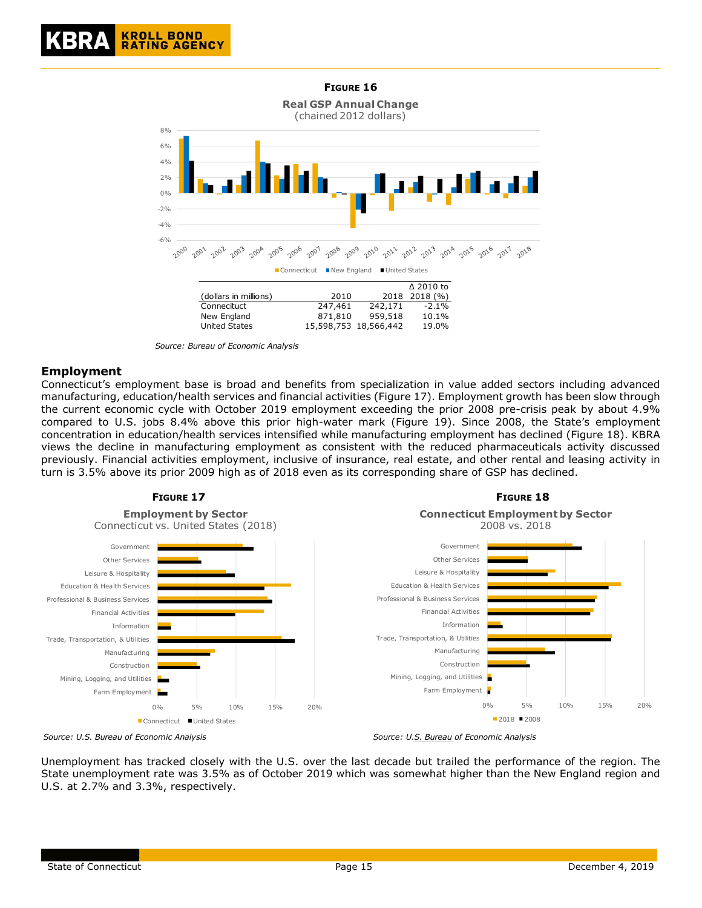**FIGURE 16**

**Real GSP Annual Change**
(chained 2012 dollars)

8%
6%
4%
2%
0%
-2%
-4%
-6%

2000 2001 2002 2003 2004 2005 2006 2007 2008 2009 2010 2011 2012 2013 2014 2015 2016 2017 2018

Connecticut New England United States

| (dollars in millions) | 2010 | 2018 | Δ 2010 to 2018 (%) |
|---|---|---|---|
| Connecticut | 247,461 | 242,171 | -2.1% |
| New England | 871,810 | 959,518 | 10.1% |
| United States | 15,598,753 | 18,566,442 | 19.0% |

*Source: Bureau of Economic Analysis*

## Employment

Connecticut's employment base is broad and benefits from specialization in value added sectors including advanced manufacturing, education/health services and financial activities (Figure 17). Employment growth has been slow through the current economic cycle with October 2019 employment exceeding the prior 2008 pre-crisis peak by about 4.9% compared to U.S. jobs 8.4% above this prior high-water mark (Figure 19). Since 2008, the State's employment concentration in education/health services intensified while manufacturing employment has declined (Figure 18). KBRA views the decline in manufacturing employment as consistent with the reduced pharmaceuticals activity discussed previously. Financial activities employment, inclusive of insurance, real estate, and other rental and leasing activity in turn is 3.5% above its prior 2009 high as of 2018 even as its corresponding share of GSP has declined.

**FIGURE 17**

**Employment by Sector**
Connecticut vs. United States (2018)

Government
Other Services
Leisure & Hospitality
Education & Health Services
Professional & Business Services
Financial Activities
Information
Trade, Transportation, & Utilities
Manufacturing
Construction
Mining, Logging, and Utilities
Farm Employment

0% 5% 10% 15% 20%

Connecticut United States

*Source: U.S. Bureau of Economic Analysis*

**FIGURE 18**

**Connecticut Employment by Sector**
2008 vs. 2018

Government
Other Services
Leisure & Hospitality
Education & Health Services
Professional & Business Services
Financial Activities
Information
Trade, Transportation, & Utilities
Manufacturing
Construction
Mining, Logging, and Utilities
Farm Employment

0% 5% 10% 15% 20%

2018 2008

*Source: U.S. Bureau of Economic Analysis*

Unemployment has tracked closely with the U.S. over the last decade but trailed the performance of the region. The State unemployment rate was 3.5% as of October 2019 which was somewhat higher than the New England region and U.S. at 2.7% and 3.3%, respectively.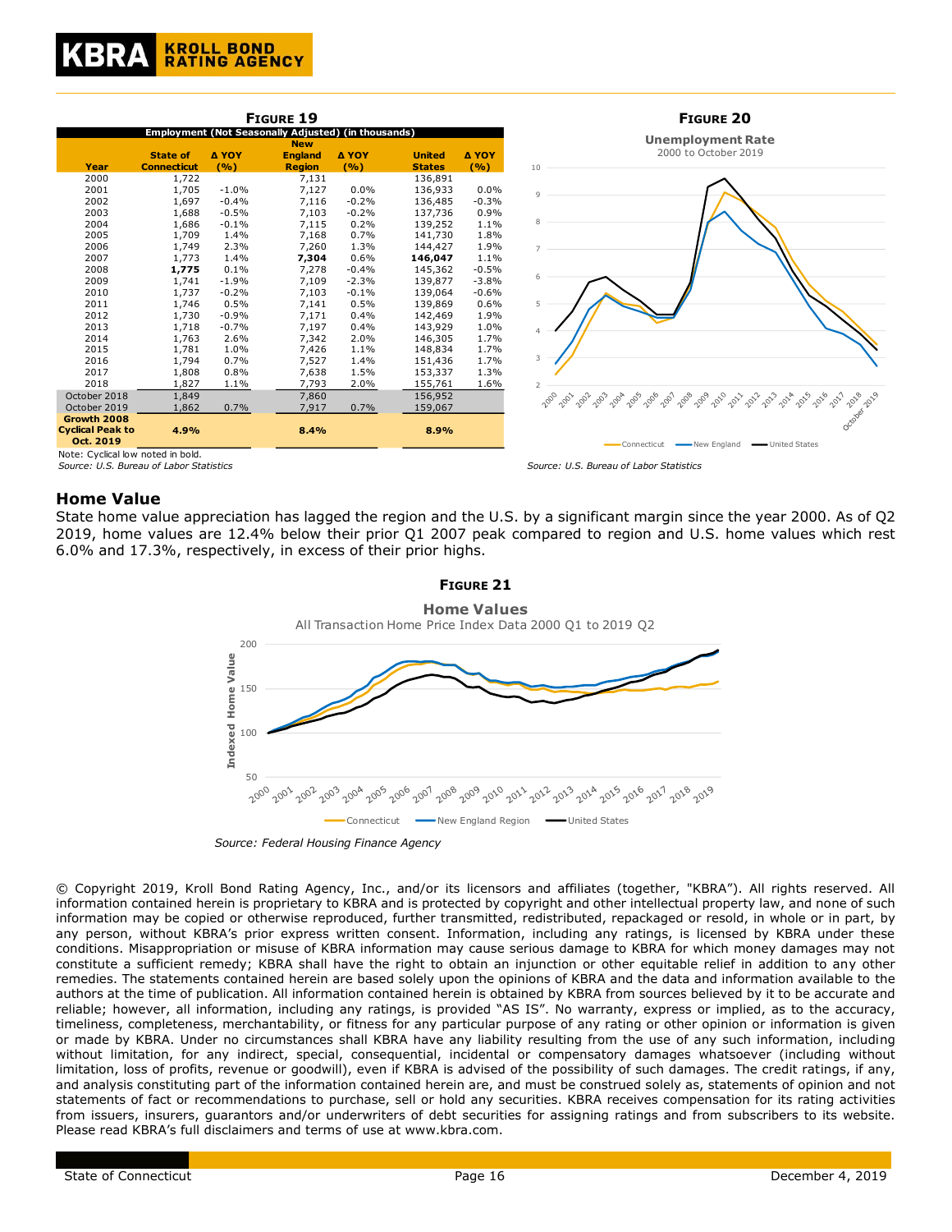**Figure 19**

| Employment (Not Seasonally Adjusted) (in thousands) | | | | | | |
|---|---|---|---|---|---|---|
| Year | State of Connecticut | Δ YOY (%) | New England Region | Δ YOY (%) | United States | Δ YOY (%) |
| 2000 | 1,722 | | 7,131 | | 136,891 | |
| 2001 | 1,705 | -1.0% | 7,127 | 0.0% | 136,933 | 0.0% |
| 2002 | 1,697 | -0.4% | 7,116 | -0.2% | 136,485 | -0.3% |
| 2003 | 1,688 | -0.5% | 7,103 | -0.2% | 137,736 | 0.9% |
| 2004 | 1,686 | -0.1% | 7,115 | 0.2% | 139,252 | 1.1% |
| 2005 | 1,709 | 1.4% | 7,168 | 0.7% | 141,730 | 1.8% |
| 2006 | 1,749 | 2.3% | 7,260 | 1.3% | 144,427 | 1.9% |
| 2007 | 1,773 | 1.4% | **7,304** | 0.6% | **146,047** | 1.1% |
| 2008 | **1,775** | 0.1% | 7,278 | -0.4% | 145,362 | -0.5% |
| 2009 | 1,741 | -1.9% | 7,109 | -2.3% | 139,877 | -3.8% |
| 2010 | 1,737 | -0.2% | 7,103 | -0.1% | 139,064 | -0.6% |
| 2011 | 1,746 | 0.5% | 7,141 | 0.5% | 139,869 | 0.6% |
| 2012 | 1,730 | -0.9% | 7,171 | 0.4% | 142,469 | 1.9% |
| 2013 | 1,718 | -0.7% | 7,197 | 0.4% | 143,929 | 1.0% |
| 2014 | 1,763 | 2.6% | 7,342 | 2.0% | 146,305 | 1.7% |
| 2015 | 1,781 | 1.0% | 7,426 | 1.1% | 148,834 | 1.7% |
| 2016 | 1,794 | 0.7% | 7,527 | 1.4% | 151,436 | 1.7% |
| 2017 | 1,808 | 0.8% | 7,638 | 1.5% | 153,337 | 1.3% |
| 2018 | 1,827 | 1.1% | 7,793 | 2.0% | 155,761 | 1.6% |
| October 2018 | 1,849 | | 7,860 | | 156,952 | |
| October 2019 | 1,862 | 0.7% | 7,917 | 0.7% | 159,067 | |
| **Growth 2008 Cyclical Peak to Oct. 2019** | **4.9%** | | **8.4%** | | **8.9%** | |

Note: Cyclical low noted in bold.

*Source: U.S. Bureau of Labor Statistics*

**Figure 20**

Unemployment Rate
2000 to October 2019

10
9
8
7
6
5
4
3
2

2000 2001 2002 2003 2004 2005 2006 2007 2008 2009 2010 2011 2012 2013 2014 2015 2016 2017 2018 October 2019

Connecticut New England United States

*Source: U.S. Bureau of Labor Statistics*

## Home Value

State home value appreciation has lagged the region and the U.S. by a significant margin since the year 2000. As of Q2 2019, home values are 12.4% below their prior Q1 2007 peak compared to region and U.S. home values which rest 6.0% and 17.3%, respectively, in excess of their prior highs.

**Figure 21**

Home Values
All Transaction Home Price Index Data 2000 Q1 to 2019 Q2

Indexed Home Value

200
150
100
50

2000 2001 2002 2003 2004 2005 2006 2007 2008 2009 2010 2011 2012 2013 2014 2015 2016 2017 2018 2019

Connecticut New England Region United States

*Source: Federal Housing Finance Agency*

© Copyright 2019, Kroll Bond Rating Agency, Inc., and/or its licensors and affiliates (together, "KBRA"). All rights reserved. All information contained herein is proprietary to KBRA and is protected by copyright and other intellectual property law, and none of such information may be copied or otherwise reproduced, further transmitted, redistributed, repackaged or resold, in whole or in part, by any person, without KBRA's prior express written consent. Information, including any ratings, is licensed by KBRA under these conditions. Misappropriation or misuse of KBRA information may cause serious damage to KBRA for which money damages may not constitute a sufficient remedy; KBRA shall have the right to obtain an injunction or other equitable relief in addition to any other remedies. The statements contained herein are based solely upon the opinions of KBRA and the data and information available to the authors at the time of publication. All information contained herein is obtained by KBRA from sources believed by it to be accurate and reliable; however, all information, including any ratings, is provided "AS IS". No warranty, express or implied, as to the accuracy, timeliness, completeness, merchantability, or fitness for any particular purpose of any rating or other opinion or information is given or made by KBRA. Under no circumstances shall KBRA have any liability resulting from the use of any such information, including without limitation, for any indirect, special, consequential, incidental or compensatory damages whatsoever (including without limitation, loss of profits, revenue or goodwill), even if KBRA is advised of the possibility of such damages. The credit ratings, if any, and analysis constituting part of the information contained herein are, and must be construed solely as, statements of opinion and not statements of fact or recommendations to purchase, sell or hold any securities. KBRA receives compensation for its rating activities from issuers, insurers, guarantors and/or underwriters of debt securities for assigning ratings and from subscribers to its website. Please read KBRA's full disclaimers and terms of use at www.kbra.com.